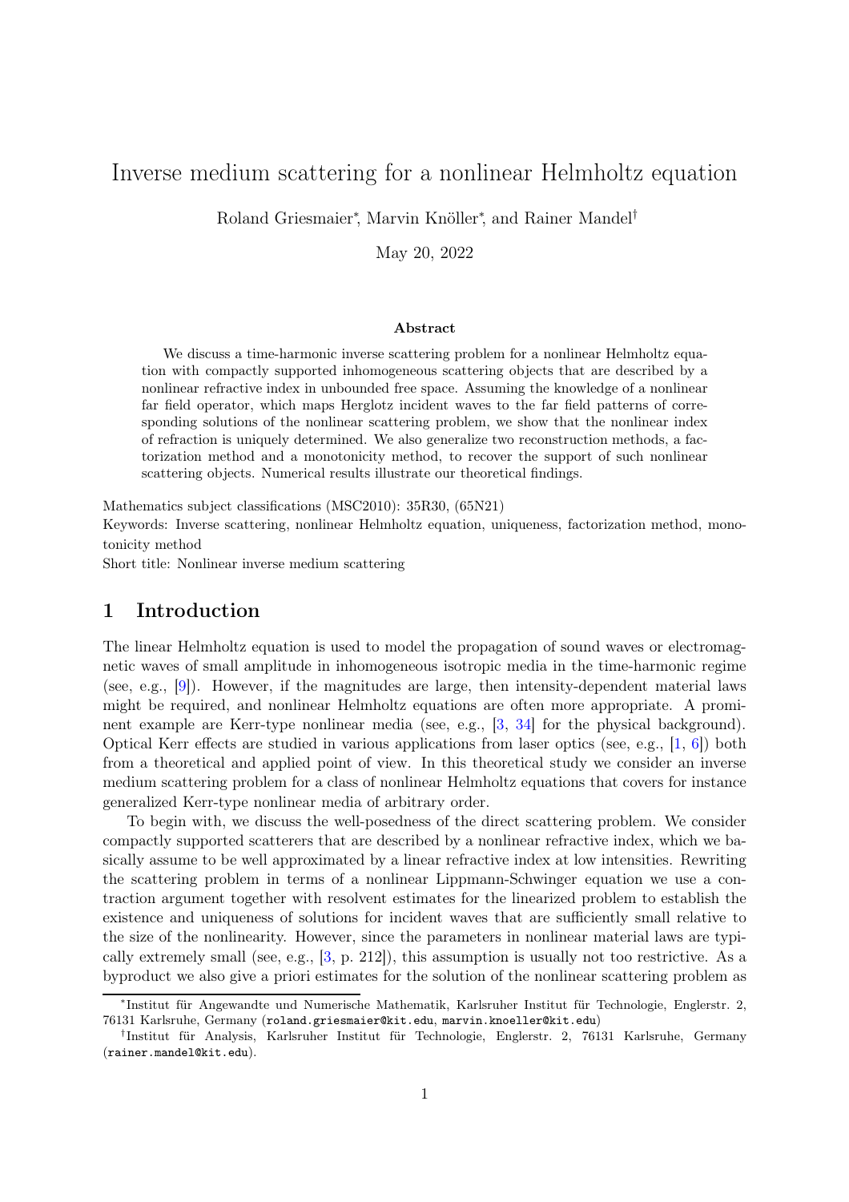# Inverse medium scattering for a nonlinear Helmholtz equation

Roland Griesmaier*, Marvin Knöller*, and Rainer Mandel†

May 20, 2022

### Abstract

We discuss a time-harmonic inverse scattering problem for a nonlinear Helmholtz equation with compactly supported inhomogeneous scattering objects that are described by a nonlinear refractive index in unbounded free space. Assuming the knowledge of a nonlinear far field operator, which maps Herglotz incident waves to the far field patterns of corresponding solutions of the nonlinear scattering problem, we show that the nonlinear index of refraction is uniquely determined. We also generalize two reconstruction methods, a factorization method and a monotonicity method, to recover the support of such nonlinear scattering objects. Numerical results illustrate our theoretical findings.

Mathematics subject classifications (MSC2010): 35R30, (65N21)

Keywords: Inverse scattering, nonlinear Helmholtz equation, uniqueness, factorization method, monotonicity method

Short title: Nonlinear inverse medium scattering

## 1 Introduction

The linear Helmholtz equation is used to model the propagation of sound waves or electromagnetic waves of small amplitude in inhomogeneous isotropic media in the time-harmonic regime (see, e.g., [9]). However, if the magnitudes are large, then intensity-dependent material laws might be required, and nonlinear Helmholtz equations are often more appropriate. A prominent example are Kerr-type nonlinear media (see, e.g., [3, 34] for the physical background). Optical Kerr effects are studied in various applications from laser optics (see, e.g., [1, 6]) both from a theoretical and applied point of view. In this theoretical study we consider an inverse medium scattering problem for a class of nonlinear Helmholtz equations that covers for instance generalized Kerr-type nonlinear media of arbitrary order.

To begin with, we discuss the well-posedness of the direct scattering problem. We consider compactly supported scatterers that are described by a nonlinear refractive index, which we basically assume to be well approximated by a linear refractive index at low intensities. Rewriting the scattering problem in terms of a nonlinear Lippmann-Schwinger equation we use a contraction argument together with resolvent estimates for the linearized problem to establish the existence and uniqueness of solutions for incident waves that are sufficiently small relative to the size of the nonlinearity. However, since the parameters in nonlinear material laws are typically extremely small (see, e.g., [3, p. 212]), this assumption is usually not too restrictive. As a byproduct we also give a priori estimates for the solution of the nonlinear scattering problem as

*Institut für Angewandte und Numerische Mathematik, Karlsruher Institut für Technologie, Englerstr. 2, 76131 Karlsruhe, Germany (roland.griesmaier@kit.edu, marvin.knoeller@kit.edu)

†Institut für Analysis, Karlsruher Institut für Technologie, Englerstr. 2, 76131 Karlsruhe, Germany (rainer.mandel@kit.edu).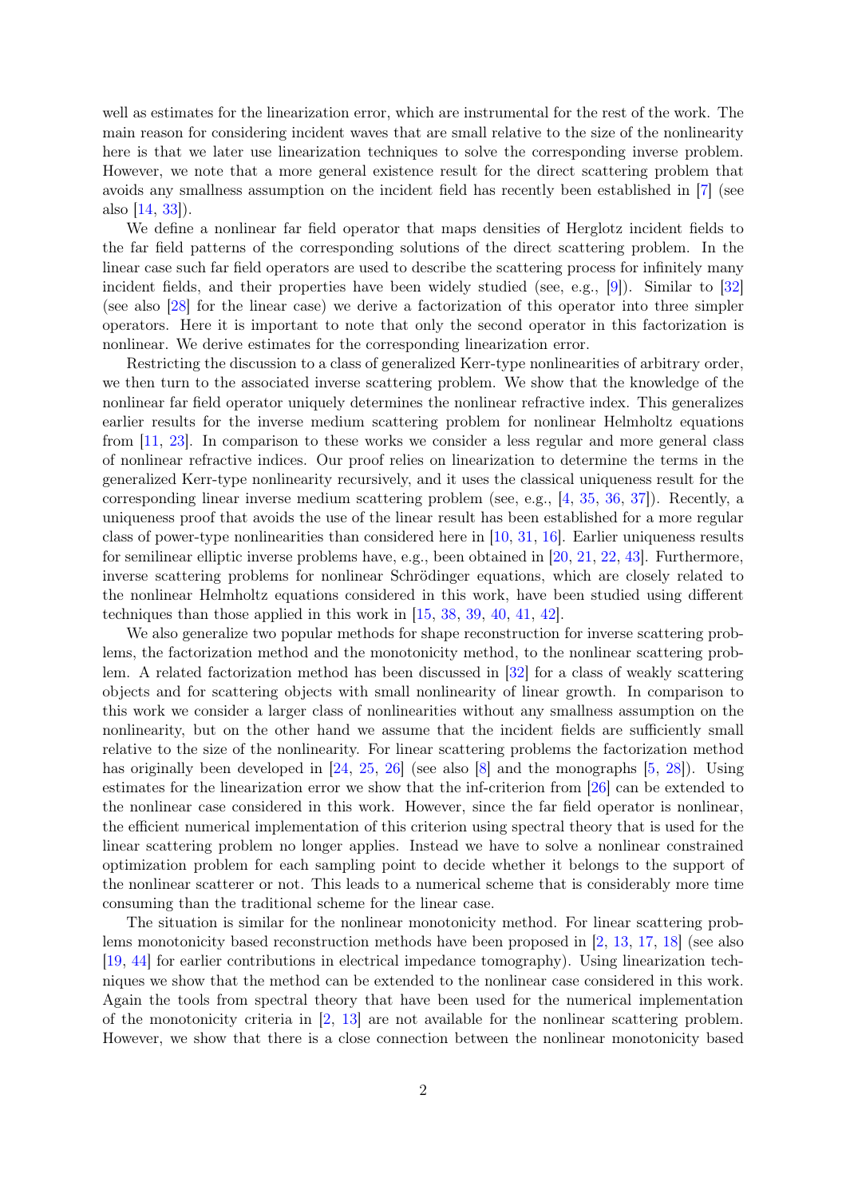well as estimates for the linearization error, which are instrumental for the rest of the work. The main reason for considering incident waves that are small relative to the size of the nonlinearity here is that we later use linearization techniques to solve the corresponding inverse problem. However, we note that a more general existence result for the direct scattering problem that avoids any smallness assumption on the incident field has recently been established in [7] (see also [14, 33]).

We define a nonlinear far field operator that maps densities of Herglotz incident fields to the far field patterns of the corresponding solutions of the direct scattering problem. In the linear case such far field operators are used to describe the scattering process for infinitely many incident fields, and their properties have been widely studied (see, e.g., [9]). Similar to [32] (see also [28] for the linear case) we derive a factorization of this operator into three simpler operators. Here it is important to note that only the second operator in this factorization is nonlinear. We derive estimates for the corresponding linearization error.

Restricting the discussion to a class of generalized Kerr-type nonlinearities of arbitrary order, we then turn to the associated inverse scattering problem. We show that the knowledge of the nonlinear far field operator uniquely determines the nonlinear refractive index. This generalizes earlier results for the inverse medium scattering problem for nonlinear Helmholtz equations from [11, 23]. In comparison to these works we consider a less regular and more general class of nonlinear refractive indices. Our proof relies on linearization to determine the terms in the generalized Kerr-type nonlinearity recursively, and it uses the classical uniqueness result for the corresponding linear inverse medium scattering problem (see, e.g., [4, 35, 36, 37]). Recently, a uniqueness proof that avoids the use of the linear result has been established for a more regular class of power-type nonlinearities than considered here in [10, 31, 16]. Earlier uniqueness results for semilinear elliptic inverse problems have, e.g., been obtained in [20, 21, 22, 43]. Furthermore, inverse scattering problems for nonlinear Schrödinger equations, which are closely related to the nonlinear Helmholtz equations considered in this work, have been studied using different techniques than those applied in this work in [15, 38, 39, 40, 41, 42].

We also generalize two popular methods for shape reconstruction for inverse scattering problems, the factorization method and the monotonicity method, to the nonlinear scattering problem. A related factorization method has been discussed in [32] for a class of weakly scattering objects and for scattering objects with small nonlinearity of linear growth. In comparison to this work we consider a larger class of nonlinearities without any smallness assumption on the nonlinearity, but on the other hand we assume that the incident fields are sufficiently small relative to the size of the nonlinearity. For linear scattering problems the factorization method has originally been developed in [24, 25, 26] (see also [8] and the monographs [5, 28]). Using estimates for the linearization error we show that the inf-criterion from [26] can be extended to the nonlinear case considered in this work. However, since the far field operator is nonlinear, the efficient numerical implementation of this criterion using spectral theory that is used for the linear scattering problem no longer applies. Instead we have to solve a nonlinear constrained optimization problem for each sampling point to decide whether it belongs to the support of the nonlinear scatterer or not. This leads to a numerical scheme that is considerably more time consuming than the traditional scheme for the linear case.

The situation is similar for the nonlinear monotonicity method. For linear scattering problems monotonicity based reconstruction methods have been proposed in [2, 13, 17, 18] (see also [19, 44] for earlier contributions in electrical impedance tomography). Using linearization techniques we show that the method can be extended to the nonlinear case considered in this work. Again the tools from spectral theory that have been used for the numerical implementation of the monotonicity criteria in [2, 13] are not available for the nonlinear scattering problem. However, we show that there is a close connection between the nonlinear monotonicity based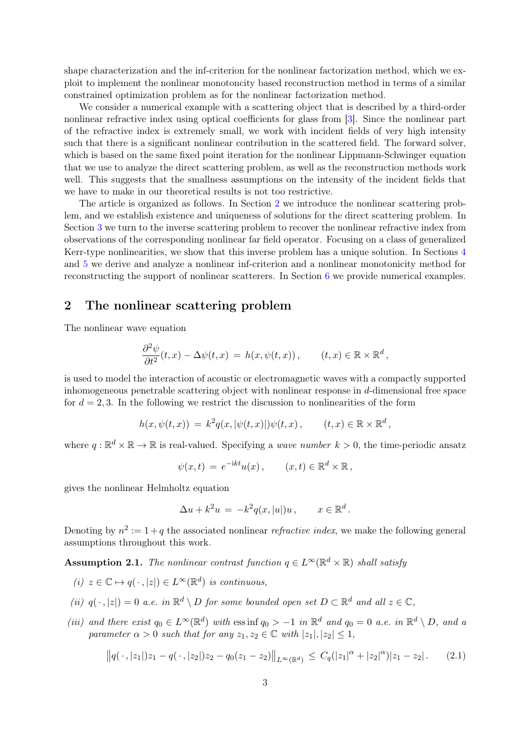shape characterization and the inf-criterion for the nonlinear factorization method, which we exploit to implement the nonlinear monotoncity based reconstruction method in terms of a similar constrained optimization problem as for the nonlinear factorization method.

We consider a numerical example with a scattering object that is described by a third-order nonlinear refractive index using optical coefficients for glass from [3]. Since the nonlinear part of the refractive index is extremely small, we work with incident fields of very high intensity such that there is a significant nonlinear contribution in the scattered field. The forward solver, which is based on the same fixed point iteration for the nonlinear Lippmann-Schwinger equation that we use to analyze the direct scattering problem, as well as the reconstruction methods work well. This suggests that the smallness assumptions on the intensity of the incident fields that we have to make in our theoretical results is not too restrictive.

The article is organized as follows. In Section 2 we introduce the nonlinear scattering problem, and we establish existence and uniqueness of solutions for the direct scattering problem. In Section 3 we turn to the inverse scattering problem to recover the nonlinear refractive index from observations of the corresponding nonlinear far field operator. Focusing on a class of generalized Kerr-type nonlinearities, we show that this inverse problem has a unique solution. In Sections 4 and 5 we derive and analyze a nonlinear inf-criterion and a nonlinear monotonicity method for reconstructing the support of nonlinear scatterers. In Section 6 we provide numerical examples.

## 2 The nonlinear scattering problem

The nonlinear wave equation

$$\frac{\partial^2 \psi}{\partial t^2}(t,x) - \Delta\psi(t,x) \,=\, h(x,\psi(t,x)) \,, \qquad (t,x) \in \mathbb{R}\times\mathbb{R}^d \,,$$

is used to model the interaction of acoustic or electromagnetic waves with a compactly supported inhomogeneous penetrable scattering object with nonlinear response in $d$-dimensional free space for $d = 2, 3$. In the following we restrict the discussion to nonlinearities of the form

$$h(x,\psi(t,x)) \,=\, k^2 q(x,|\psi(t,x)|)\psi(t,x) \,, \qquad (t,x) \in \mathbb{R}\times\mathbb{R}^d \,,$$

where $q : \mathbb{R}^d \times \mathbb{R} \to \mathbb{R}$ is real-valued. Specifying a *wave number* $k > 0$, the time-periodic ansatz

$$\psi(x,t) \,=\, e^{-\mathrm{i}kt}u(x) \,, \qquad (x,t) \in \mathbb{R}^d\times\mathbb{R} \,,$$

gives the nonlinear Helmholtz equation

$$\Delta u + k^2 u \,=\, -k^2 q(x,|u|)u \,, \qquad x \in \mathbb{R}^d \,.$$

Denoting by $n^2 := 1 + q$ the associated nonlinear *refractive index*, we make the following general assumptions throughout this work.

**Assumption 2.1.** *The nonlinear contrast function $q \in L^\infty(\mathbb{R}^d\times\mathbb{R})$ shall satisfy*

*(i) $z \in \mathbb{C} \mapsto q(\,\cdot\,,|z|) \in L^\infty(\mathbb{R}^d)$ is continuous,*

*(ii) $q(\,\cdot\,,|z|) = 0$ a.e. in $\mathbb{R}^d \setminus D$ for some bounded open set $D \subset \mathbb{R}^d$ and all $z \in \mathbb{C}$,*

*(iii) and there exist $q_0 \in L^\infty(\mathbb{R}^d)$ with $\operatorname{ess\,inf} q_0 > -1$ in $\mathbb{R}^d$ and $q_0 = 0$ a.e. in $\mathbb{R}^d \setminus D$, and a parameter $\alpha > 0$ such that for any $z_1, z_2 \in \mathbb{C}$ with $|z_1|, |z_2| \leq 1$,*

$$\big\| q(\,\cdot\,,|z_1|)z_1 - q(\,\cdot\,,|z_2|)z_2 - q_0(z_1 - z_2) \big\|_{L^\infty(\mathbb{R}^d)} \,\leq\, C_q(|z_1|^\alpha + |z_2|^\alpha)|z_1 - z_2| \,. \qquad (2.1)$$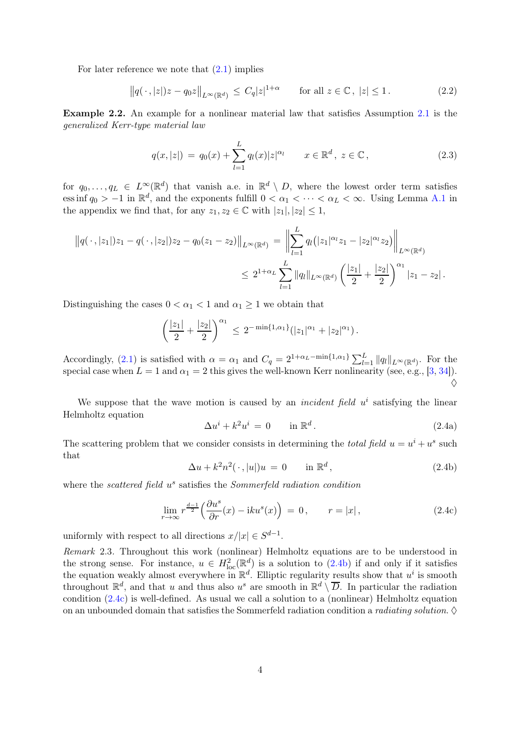For later reference we note that (2.1) implies

$$\big\|q(\,\cdot\,,|z|)z - q_0 z\big\|_{L^\infty(\mathbb{R}^d)} \;\le\; C_q|z|^{1+\alpha} \qquad \text{for all } z \in \mathbb{C}\,,\ |z| \le 1\,. \tag{2.2}$$

**Example 2.2.** An example for a nonlinear material law that satisfies Assumption 2.1 is the *generalized Kerr-type material law*

$$q(x,|z|) \;=\; q_0(x) + \sum_{l=1}^{L} q_l(x)|z|^{\alpha_l} \qquad x\in\mathbb{R}^d,\ z\in\mathbb{C}\,, \tag{2.3}$$

for $q_0,\dots,q_L \in L^\infty(\mathbb{R}^d)$ that vanish a.e. in $\mathbb{R}^d\setminus D$, where the lowest order term satisfies $\operatorname{ess\,inf} q_0 > -1$ in $\mathbb{R}^d$, and the exponents fulfill $0<\alpha_1<\dots<\alpha_L<\infty$. Using Lemma A.1 in the appendix we find that, for any $z_1,z_2\in\mathbb{C}$ with $|z_1|,|z_2|\le 1$,

$$\begin{aligned}
\big\|q(\,\cdot\,,|z_1|)z_1 - q(\,\cdot\,,|z_2|)z_2 - q_0(z_1-z_2)\big\|_{L^\infty(\mathbb{R}^d)} &= \Big\|\sum_{l=1}^{L} q_l\big(|z_1|^{\alpha_l}z_1 - |z_2|^{\alpha_l}z_2\big)\Big\|_{L^\infty(\mathbb{R}^d)}\\
&\le 2^{1+\alpha_L}\sum_{l=1}^{L}\|q_l\|_{L^\infty(\mathbb{R}^d)}\Big(\frac{|z_1|}{2}+\frac{|z_2|}{2}\Big)^{\alpha_1}|z_1-z_2|\,.
\end{aligned}$$

Distinguishing the cases $0<\alpha_1<1$ and $\alpha_1\ge 1$ we obtain that

$$\Big(\frac{|z_1|}{2}+\frac{|z_2|}{2}\Big)^{\alpha_1} \;\le\; 2^{-\min\{1,\alpha_1\}}\big(|z_1|^{\alpha_1}+|z_2|^{\alpha_1}\big)\,.$$

Accordingly, (2.1) is satisfied with $\alpha=\alpha_1$ and $C_q = 2^{1+\alpha_L-\min\{1,\alpha_1\}}\sum_{l=1}^{L}\|q_l\|_{L^\infty(\mathbb{R}^d)}$. For the special case when $L=1$ and $\alpha_1=2$ this gives the well-known Kerr nonlinearity (see, e.g., [3, 34]). ♢

We suppose that the wave motion is caused by an *incident field* $u^i$ satisfying the linear Helmholtz equation

$$\Delta u^i + k^2 u^i \;=\; 0 \qquad \text{in } \mathbb{R}^d\,. \tag{2.4a}$$

The scattering problem that we consider consists in determining the *total field* $u = u^i + u^s$ such that

$$\Delta u + k^2 n^2(\,\cdot\,,|u|)u \;=\; 0 \qquad \text{in } \mathbb{R}^d\,, \tag{2.4b}$$

where the *scattered field* $u^s$ satisfies the *Sommerfeld radiation condition*

$$\lim_{r\to\infty} r^{\frac{d-1}{2}}\Big(\frac{\partial u^s}{\partial r}(x) - \mathrm{i}k u^s(x)\Big) \;=\; 0\,, \qquad r=|x|\,, \tag{2.4c}$$

uniformly with respect to all directions $x/|x|\in S^{d-1}$.

*Remark* 2.3. Throughout this work (nonlinear) Helmholtz equations are to be understood in the strong sense. For instance, $u\in H^2_{\mathrm{loc}}(\mathbb{R}^d)$ is a solution to (2.4b) if and only if it satisfies the equation weakly almost everywhere in $\mathbb{R}^d$. Elliptic regularity results show that $u^i$ is smooth throughout $\mathbb{R}^d$, and that $u$ and thus also $u^s$ are smooth in $\mathbb{R}^d\setminus\overline{D}$. In particular the radiation condition (2.4c) is well-defined. As usual we call a solution to a (nonlinear) Helmholtz equation on an unbounded domain that satisfies the Sommerfeld radiation condition a *radiating solution*. ♢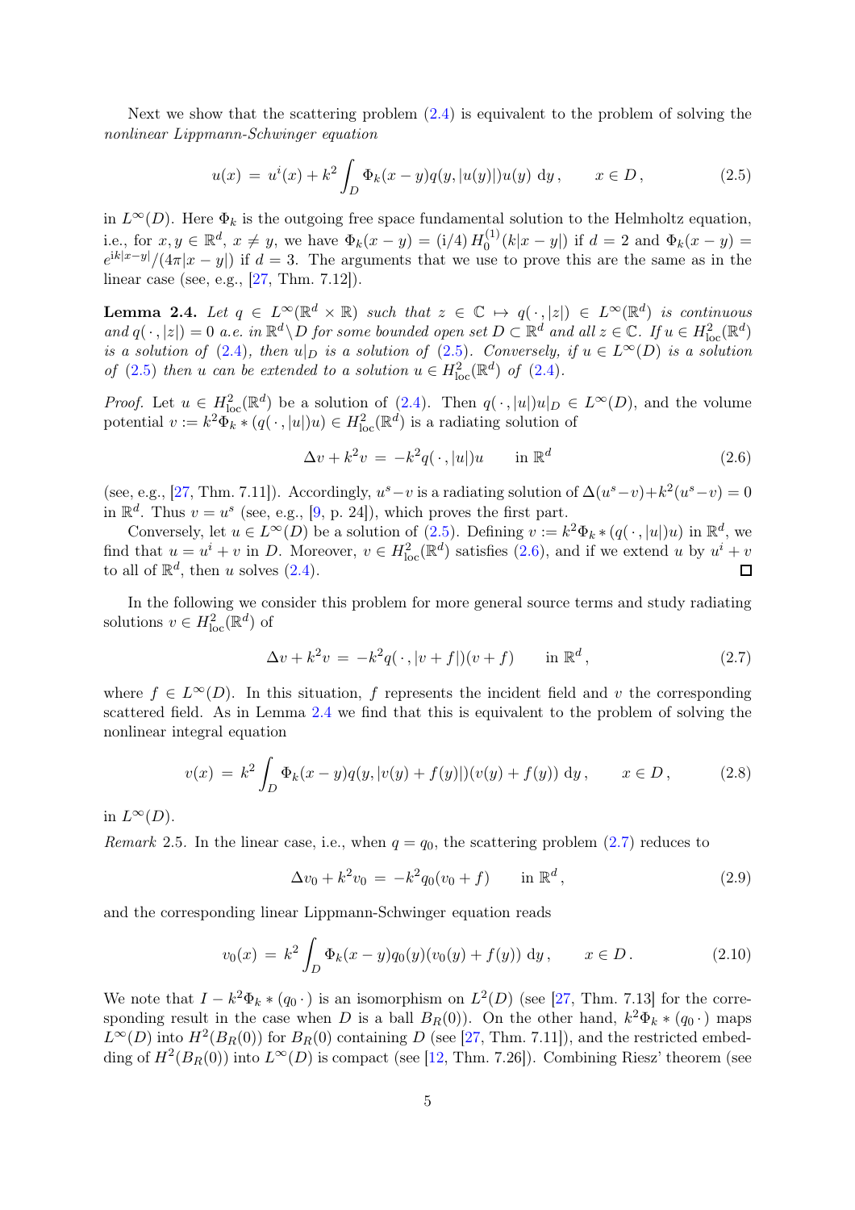Next we show that the scattering problem (2.4) is equivalent to the problem of solving the *nonlinear Lippmann-Schwinger equation*

$$u(x) \;=\; u^i(x) + k^2 \int_D \Phi_k(x-y) q(y,|u(y)|) u(y) \;\mathrm{d}y\,, \qquad x \in D\,, \tag{2.5}$$

in $L^\infty(D)$. Here $\Phi_k$ is the outgoing free space fundamental solution to the Helmholtz equation, i.e., for $x, y \in \mathbb{R}^d$, $x \neq y$, we have $\Phi_k(x-y) = (\mathrm{i}/4)\, H_0^{(1)}(k|x-y|)$ if $d=2$ and $\Phi_k(x-y) = e^{\mathrm{i}k|x-y|}/(4\pi|x-y|)$ if $d=3$. The arguments that we use to prove this are the same as in the linear case (see, e.g., [27, Thm. 7.12]).

**Lemma 2.4.** *Let $q \in L^\infty(\mathbb{R}^d \times \mathbb{R})$ such that $z \in \mathbb{C} \mapsto q(\,\cdot\,,|z|) \in L^\infty(\mathbb{R}^d)$ is continuous and $q(\,\cdot\,,|z|) = 0$ a.e. in $\mathbb{R}^d \backslash D$ for some bounded open set $D \subset \mathbb{R}^d$ and all $z \in \mathbb{C}$. If $u \in H^2_{\mathrm{loc}}(\mathbb{R}^d)$ is a solution of (2.4), then $u|_D$ is a solution of (2.5). Conversely, if $u \in L^\infty(D)$ is a solution of (2.5) then $u$ can be extended to a solution $u \in H^2_{\mathrm{loc}}(\mathbb{R}^d)$ of (2.4).*

*Proof.* Let $u \in H^2_{\mathrm{loc}}(\mathbb{R}^d)$ be a solution of (2.4). Then $q(\,\cdot\,,|u|)u|_D \in L^\infty(D)$, and the volume potential $v := k^2 \Phi_k * (q(\,\cdot\,,|u|)u) \in H^2_{\mathrm{loc}}(\mathbb{R}^d)$ is a radiating solution of

$$\Delta v + k^2 v \;=\; -k^2 q(\,\cdot\,,|u|)u \qquad \text{in } \mathbb{R}^d \tag{2.6}$$

(see, e.g., [27, Thm. 7.11]). Accordingly, $u^s - v$ is a radiating solution of $\Delta(u^s - v) + k^2(u^s - v) = 0$ in $\mathbb{R}^d$. Thus $v = u^s$ (see, e.g., [9, p. 24]), which proves the first part.

Conversely, let $u \in L^\infty(D)$ be a solution of (2.5). Defining $v := k^2 \Phi_k * (q(\,\cdot\,,|u|)u)$ in $\mathbb{R}^d$, we find that $u = u^i + v$ in $D$. Moreover, $v \in H^2_{\mathrm{loc}}(\mathbb{R}^d)$ satisfies (2.6), and if we extend $u$ by $u^i + v$ to all of $\mathbb{R}^d$, then $u$ solves (2.4). $\square$

In the following we consider this problem for more general source terms and study radiating solutions $v \in H^2_{\mathrm{loc}}(\mathbb{R}^d)$ of

$$\Delta v + k^2 v \;=\; -k^2 q(\,\cdot\,,|v+f|)(v+f) \qquad \text{in } \mathbb{R}^d\,, \tag{2.7}$$

where $f \in L^\infty(D)$. In this situation, $f$ represents the incident field and $v$ the corresponding scattered field. As in Lemma 2.4 we find that this is equivalent to the problem of solving the nonlinear integral equation

$$v(x) \;=\; k^2 \int_D \Phi_k(x-y) q(y, |v(y)+f(y)|)(v(y)+f(y)) \;\mathrm{d}y\,, \qquad x \in D\,, \tag{2.8}$$

in $L^\infty(D)$.

*Remark* 2.5. In the linear case, i.e., when $q = q_0$, the scattering problem (2.7) reduces to

$$\Delta v_0 + k^2 v_0 \;=\; -k^2 q_0 (v_0 + f) \qquad \text{in } \mathbb{R}^d\,, \tag{2.9}$$

and the corresponding linear Lippmann-Schwinger equation reads

$$v_0(x) \;=\; k^2 \int_D \Phi_k(x-y) q_0(y)(v_0(y) + f(y)) \;\mathrm{d}y\,, \qquad x \in D\,. \tag{2.10}$$

We note that $I - k^2 \Phi_k * (q_0\,\cdot)$ is an isomorphism on $L^2(D)$ (see [27, Thm. 7.13] for the corresponding result in the case when $D$ is a ball $B_R(0)$). On the other hand, $k^2 \Phi_k * (q_0\,\cdot)$ maps $L^\infty(D)$ into $H^2(B_R(0))$ for $B_R(0)$ containing $D$ (see [27, Thm. 7.11]), and the restricted embedding of $H^2(B_R(0))$ into $L^\infty(D)$ is compact (see [12, Thm. 7.26]). Combining Riesz' theorem (see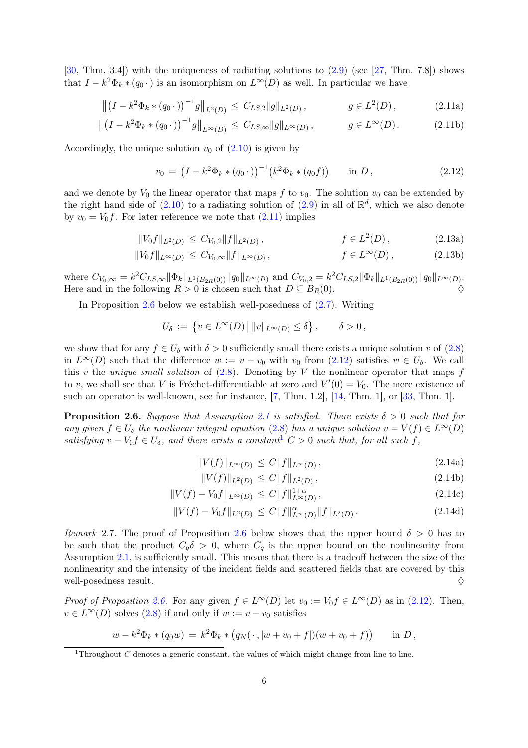[30, Thm. 3.4]) with the uniqueness of radiating solutions to (2.9) (see [27, Thm. 7.8]) shows that $I - k^2\Phi_k * (q_0\,\cdot)$ is an isomorphism on $L^\infty(D)$ as well. In particular we have

$$\big\|\big(I - k^2\Phi_k * (q_0\,\cdot)\big)^{-1} g\big\|_{L^2(D)} \,\le\, C_{LS,2}\|g\|_{L^2(D)}\,, \qquad g \in L^2(D)\,, \tag{2.11a}$$

$$\big\|\big(I - k^2\Phi_k * (q_0\,\cdot)\big)^{-1} g\big\|_{L^\infty(D)} \,\le\, C_{LS,\infty}\|g\|_{L^\infty(D)}\,, \qquad g \in L^\infty(D)\,. \tag{2.11b}$$

Accordingly, the unique solution $v_0$ of (2.10) is given by

$$v_0 \,=\, \big(I - k^2\Phi_k * (q_0\,\cdot)\big)^{-1}\big(k^2\Phi_k * (q_0 f)\big) \qquad \text{in } D\,, \tag{2.12}$$

and we denote by $V_0$ the linear operator that maps $f$ to $v_0$. The solution $v_0$ can be extended by the right hand side of (2.10) to a radiating solution of (2.9) in all of $\mathbb{R}^d$, which we also denote by $v_0 = V_0 f$. For later reference we note that (2.11) implies

$$\|V_0 f\|_{L^2(D)} \,\le\, C_{V_0,2}\|f\|_{L^2(D)}\,, \qquad f \in L^2(D)\,, \tag{2.13a}$$

$$\|V_0 f\|_{L^\infty(D)} \,\le\, C_{V_0,\infty}\|f\|_{L^\infty(D)}\,, \qquad f \in L^\infty(D)\,, \tag{2.13b}$$

where $C_{V_0,\infty} = k^2 C_{LS,\infty}\|\Phi_k\|_{L^1(B_{2R}(0))}\|q_0\|_{L^\infty(D)}$ and $C_{V_0,2} = k^2 C_{LS,2}\|\Phi_k\|_{L^1(B_{2R}(0))}\|q_0\|_{L^\infty(D)}$. Here and in the following $R > 0$ is chosen such that $D \subseteq B_R(0)$. ◊

In Proposition 2.6 below we establish well-posedness of (2.7). Writing

$$U_\delta \,:=\, \big\{ v \in L^\infty(D) \,\big|\, \|v\|_{L^\infty(D)} \le \delta \big\}\,, \qquad \delta > 0\,,$$

we show that for any $f \in U_\delta$ with $\delta > 0$ sufficiently small there exists a unique solution $v$ of (2.8) in $L^\infty(D)$ such that the difference $w := v - v_0$ with $v_0$ from (2.12) satisfies $w \in U_\delta$. We call this $v$ the *unique small solution* of (2.8). Denoting by $V$ the nonlinear operator that maps $f$ to $v$, we shall see that $V$ is Fréchet-differentiable at zero and $V'(0) = V_0$. The mere existence of such an operator is well-known, see for instance, [7, Thm. 1.2], [14, Thm. 1], or [33, Thm. 1].

**Proposition 2.6.** *Suppose that Assumption 2.1 is satisfied. There exists $\delta > 0$ such that for any given $f \in U_\delta$ the nonlinear integral equation (2.8) has a unique solution $v = V(f) \in L^\infty(D)$ satisfying $v - V_0 f \in U_\delta$, and there exists a constant*[1] *$C > 0$ such that, for all such $f$,*

$$\|V(f)\|_{L^\infty(D)} \,\le\, C\|f\|_{L^\infty(D)}\,, \tag{2.14a}$$

$$\|V(f)\|_{L^2(D)} \,\le\, C\|f\|_{L^2(D)}\,, \tag{2.14b}$$

$$\|V(f) - V_0 f\|_{L^\infty(D)} \,\le\, C\|f\|^{1+\alpha}_{L^\infty(D)}\,, \tag{2.14c}$$

$$\|V(f) - V_0 f\|_{L^2(D)} \,\le\, C\|f\|^{\alpha}_{L^\infty(D)}\|f\|_{L^2(D)}\,. \tag{2.14d}$$

*Remark* 2.7. The proof of Proposition 2.6 below shows that the upper bound $\delta > 0$ has to be such that the product $C_q\delta > 0$, where $C_q$ is the upper bound on the nonlinearity from Assumption 2.1, is sufficiently small. This means that there is a tradeoff between the size of the nonlinearity and the intensity of the incident fields and scattered fields that are covered by this well-posedness result. ◊

*Proof of Proposition 2.6.* For any given $f \in L^\infty(D)$ let $v_0 := V_0 f \in L^\infty(D)$ as in (2.12). Then, $v \in L^\infty(D)$ solves (2.8) if and only if $w := v - v_0$ satisfies

$$w - k^2\Phi_k * (q_0 w) \,=\, k^2\Phi_k * \big(q_N(\,\cdot\,, |w + v_0 + f|)(w + v_0 + f)\big) \qquad \text{in } D\,,$$

[1] Throughout $C$ denotes a generic constant, the values of which might change from line to line.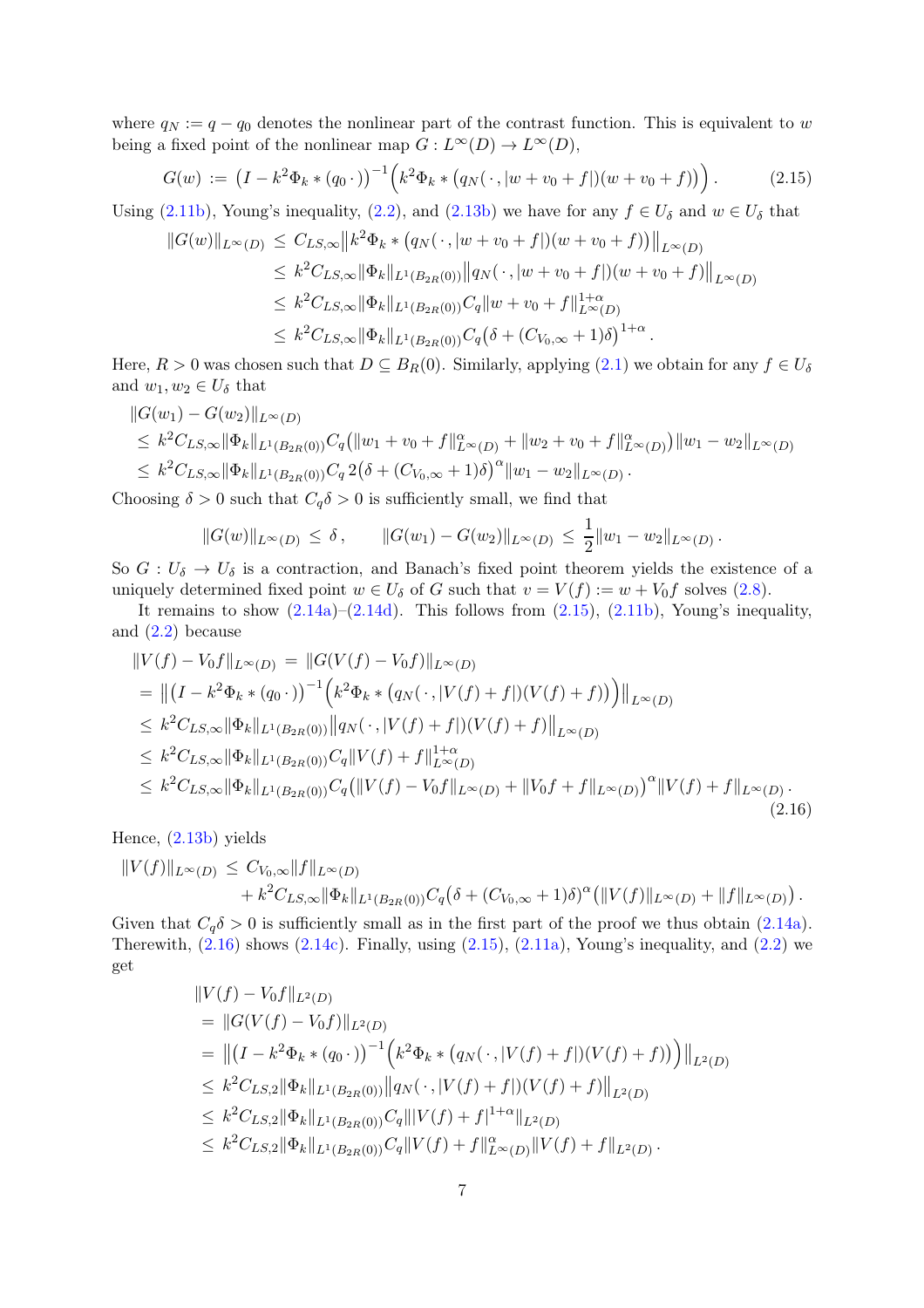where $q_N := q - q_0$ denotes the nonlinear part of the contrast function. This is equivalent to $w$ being a fixed point of the nonlinear map $G : L^\infty(D) \to L^\infty(D)$,

$$G(w) := \big(I - k^2\Phi_k * (q_0\,\cdot)\big)^{-1}\Big(k^2\Phi_k * \big(q_N(\,\cdot\,,|w+v_0+f|)(w+v_0+f)\big)\Big)\,. \tag{2.15}$$

Using (2.11b), Young's inequality, (2.2), and (2.13b) we have for any $f \in U_\delta$ and $w \in U_\delta$ that

$$\begin{aligned}
\|G(w)\|_{L^\infty(D)} &\le C_{LS,\infty}\big\|k^2\Phi_k * \big(q_N(\,\cdot\,,|w+v_0+f|)(w+v_0+f)\big)\big\|_{L^\infty(D)}\\
&\le k^2 C_{LS,\infty}\|\Phi_k\|_{L^1(B_{2R}(0))}\big\|q_N(\,\cdot\,,|w+v_0+f|)(w+v_0+f)\big\|_{L^\infty(D)}\\
&\le k^2 C_{LS,\infty}\|\Phi_k\|_{L^1(B_{2R}(0))}C_q\|w+v_0+f\|_{L^\infty(D)}^{1+\alpha}\\
&\le k^2 C_{LS,\infty}\|\Phi_k\|_{L^1(B_{2R}(0))}C_q\big(\delta + (C_{V_0,\infty}+1)\delta\big)^{1+\alpha}\,.
\end{aligned}$$

Here, $R > 0$ was chosen such that $D \subseteq B_R(0)$. Similarly, applying (2.1) we obtain for any $f \in U_\delta$ and $w_1, w_2 \in U_\delta$ that

$$\begin{aligned}
&\|G(w_1) - G(w_2)\|_{L^\infty(D)}\\
&\le k^2 C_{LS,\infty}\|\Phi_k\|_{L^1(B_{2R}(0))}C_q\big(\|w_1+v_0+f\|_{L^\infty(D)}^\alpha + \|w_2+v_0+f\|_{L^\infty(D)}^\alpha\big)\|w_1-w_2\|_{L^\infty(D)}\\
&\le k^2 C_{LS,\infty}\|\Phi_k\|_{L^1(B_{2R}(0))}C_q\,2\big(\delta + (C_{V_0,\infty}+1)\delta\big)^\alpha\|w_1-w_2\|_{L^\infty(D)}\,.
\end{aligned}$$

Choosing $\delta > 0$ such that $C_q\delta > 0$ is sufficiently small, we find that

$$\|G(w)\|_{L^\infty(D)} \le \delta\,, \qquad \|G(w_1) - G(w_2)\|_{L^\infty(D)} \le \frac{1}{2}\|w_1-w_2\|_{L^\infty(D)}\,.$$

So $G : U_\delta \to U_\delta$ is a contraction, and Banach's fixed point theorem yields the existence of a uniquely determined fixed point $w \in U_\delta$ of $G$ such that $v = V(f) := w + V_0 f$ solves (2.8).

It remains to show (2.14a)–(2.14d). This follows from (2.15), (2.11b), Young's inequality, and (2.2) because

$$\begin{aligned}
&\|V(f) - V_0 f\|_{L^\infty(D)} = \|G(V(f) - V_0 f)\|_{L^\infty(D)}\\
&= \big\|\big(I - k^2\Phi_k * (q_0\,\cdot)\big)^{-1}\Big(k^2\Phi_k * \big(q_N(\,\cdot\,,|V(f)+f|)(V(f)+f)\big)\Big)\big\|_{L^\infty(D)}\\
&\le k^2 C_{LS,\infty}\|\Phi_k\|_{L^1(B_{2R}(0))}\big\|q_N(\,\cdot\,,|V(f)+f|)(V(f)+f)\big\|_{L^\infty(D)}\\
&\le k^2 C_{LS,\infty}\|\Phi_k\|_{L^1(B_{2R}(0))}C_q\|V(f)+f\|_{L^\infty(D)}^{1+\alpha}\\
&\le k^2 C_{LS,\infty}\|\Phi_k\|_{L^1(B_{2R}(0))}C_q\big(\|V(f)-V_0f\|_{L^\infty(D)} + \|V_0 f + f\|_{L^\infty(D)}\big)^\alpha\|V(f)+f\|_{L^\infty(D)}\,.
\end{aligned} \tag{2.16}$$

Hence, (2.13b) yields

$$\begin{aligned}
\|V(f)\|_{L^\infty(D)} \le\ & C_{V_0,\infty}\|f\|_{L^\infty(D)}\\
&+ k^2 C_{LS,\infty}\|\Phi_k\|_{L^1(B_{2R}(0))}C_q\big(\delta + (C_{V_0,\infty}+1)\delta\big)^\alpha\big(\|V(f)\|_{L^\infty(D)} + \|f\|_{L^\infty(D)}\big)\,.
\end{aligned}$$

Given that $C_q\delta > 0$ is sufficiently small as in the first part of the proof we thus obtain (2.14a). Therewith, (2.16) shows (2.14c). Finally, using (2.15), (2.11a), Young's inequality, and (2.2) we get

$$\begin{aligned}
&\|V(f) - V_0 f\|_{L^2(D)}\\
&= \|G(V(f) - V_0 f)\|_{L^2(D)}\\
&= \big\|\big(I - k^2\Phi_k * (q_0\,\cdot)\big)^{-1}\Big(k^2\Phi_k * \big(q_N(\,\cdot\,,|V(f)+f|)(V(f)+f)\big)\Big)\big\|_{L^2(D)}\\
&\le k^2 C_{LS,2}\|\Phi_k\|_{L^1(B_{2R}(0))}\big\|q_N(\,\cdot\,,|V(f)+f|)(V(f)+f)\big\|_{L^2(D)}\\
&\le k^2 C_{LS,2}\|\Phi_k\|_{L^1(B_{2R}(0))}C_q\||V(f)+f|^{1+\alpha}\|_{L^2(D)}\\
&\le k^2 C_{LS,2}\|\Phi_k\|_{L^1(B_{2R}(0))}C_q\|V(f)+f\|_{L^\infty(D)}^\alpha\|V(f)+f\|_{L^2(D)}\,.
\end{aligned}$$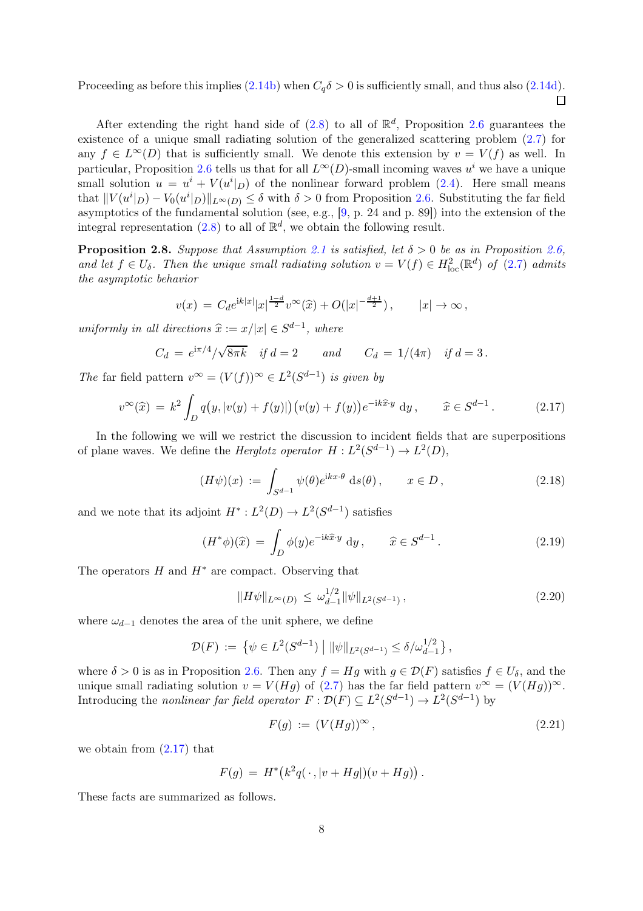Proceeding as before this implies (2.14b) when $C_q\delta > 0$ is sufficiently small, and thus also (2.14d). ☐

After extending the right hand side of (2.8) to all of $\mathbb{R}^d$, Proposition 2.6 guarantees the existence of a unique small radiating solution of the generalized scattering problem (2.7) for any $f \in L^\infty(D)$ that is sufficiently small. We denote this extension by $v = V(f)$ as well. In particular, Proposition 2.6 tells us that for all $L^\infty(D)$-small incoming waves $u^i$ we have a unique small solution $u = u^i + V(u^i|_D)$ of the nonlinear forward problem (2.4). Here small means that $\|V(u^i|_D) - V_0(u^i|_D)\|_{L^\infty(D)} \leq \delta$ with $\delta > 0$ from Proposition 2.6. Substituting the far field asymptotics of the fundamental solution (see, e.g., [9, p. 24 and p. 89]) into the extension of the integral representation (2.8) to all of $\mathbb{R}^d$, we obtain the following result.

**Proposition 2.8.** *Suppose that Assumption 2.1 is satisfied, let $\delta > 0$ be as in Proposition 2.6, and let $f \in U_\delta$. Then the unique small radiating solution $v = V(f) \in H^2_{\mathrm{loc}}(\mathbb{R}^d)$ of (2.7) admits the asymptotic behavior*

$$v(x) \,=\, C_d e^{\mathrm{i}k|x|}|x|^{\frac{1-d}{2}} v^\infty(\widehat{x}) + O(|x|^{-\frac{d+1}{2}})\,, \qquad |x| \to \infty\,,$$

*uniformly in all directions $\widehat{x} := x/|x| \in S^{d-1}$, where*

$$C_d \,=\, e^{\mathrm{i}\pi/4}/\sqrt{8\pi k} \quad \text{if } d = 2 \qquad \text{and} \qquad C_d \,=\, 1/(4\pi) \quad \text{if } d = 3\,.$$

*The* far field pattern *$v^\infty = (V(f))^\infty \in L^2(S^{d-1})$ is given by*

$$v^\infty(\widehat{x}) \,=\, k^2 \int_D q\big(y, |v(y) + f(y)|\big)\big(v(y) + f(y)\big) e^{-\mathrm{i}k\widehat{x}\cdot y}\,\mathrm{d}y\,, \qquad \widehat{x} \in S^{d-1}\,. \tag{2.17}$$

In the following we will we restrict the discussion to incident fields that are superpositions of plane waves. We define the *Herglotz operator* $H : L^2(S^{d-1}) \to L^2(D)$,

$$(H\psi)(x) \,:=\, \int_{S^{d-1}} \psi(\theta) e^{\mathrm{i}kx\cdot\theta}\,\mathrm{d}s(\theta)\,, \qquad x \in D\,, \tag{2.18}$$

and we note that its adjoint $H^* : L^2(D) \to L^2(S^{d-1})$ satisfies

$$(H^*\phi)(\widehat{x}) \,=\, \int_D \phi(y) e^{-\mathrm{i}k\widehat{x}\cdot y}\,\mathrm{d}y\,, \qquad \widehat{x} \in S^{d-1}\,. \tag{2.19}$$

The operators $H$ and $H^*$ are compact. Observing that

$$\|H\psi\|_{L^\infty(D)} \,\leq\, \omega_{d-1}^{1/2}\|\psi\|_{L^2(S^{d-1})}\,, \tag{2.20}$$

where $\omega_{d-1}$ denotes the area of the unit sphere, we define

$$\mathcal{D}(F) \,:=\, \big\{\psi \in L^2(S^{d-1}) \;\big|\; \|\psi\|_{L^2(S^{d-1})} \leq \delta/\omega_{d-1}^{1/2}\big\}\,,$$

where $\delta > 0$ is as in Proposition 2.6. Then any $f = Hg$ with $g \in \mathcal{D}(F)$ satisfies $f \in U_\delta$, and the unique small radiating solution $v = V(Hg)$ of (2.7) has the far field pattern $v^\infty = (V(Hg))^\infty$. Introducing the *nonlinear far field operator* $F : \mathcal{D}(F) \subseteq L^2(S^{d-1}) \to L^2(S^{d-1})$ by

$$F(g) \,:=\, (V(Hg))^\infty\,, \tag{2.21}$$

we obtain from (2.17) that

$$F(g) \,=\, H^*\big(k^2 q(\,\cdot\,, |v + Hg|)(v + Hg)\big)\,.$$

These facts are summarized as follows.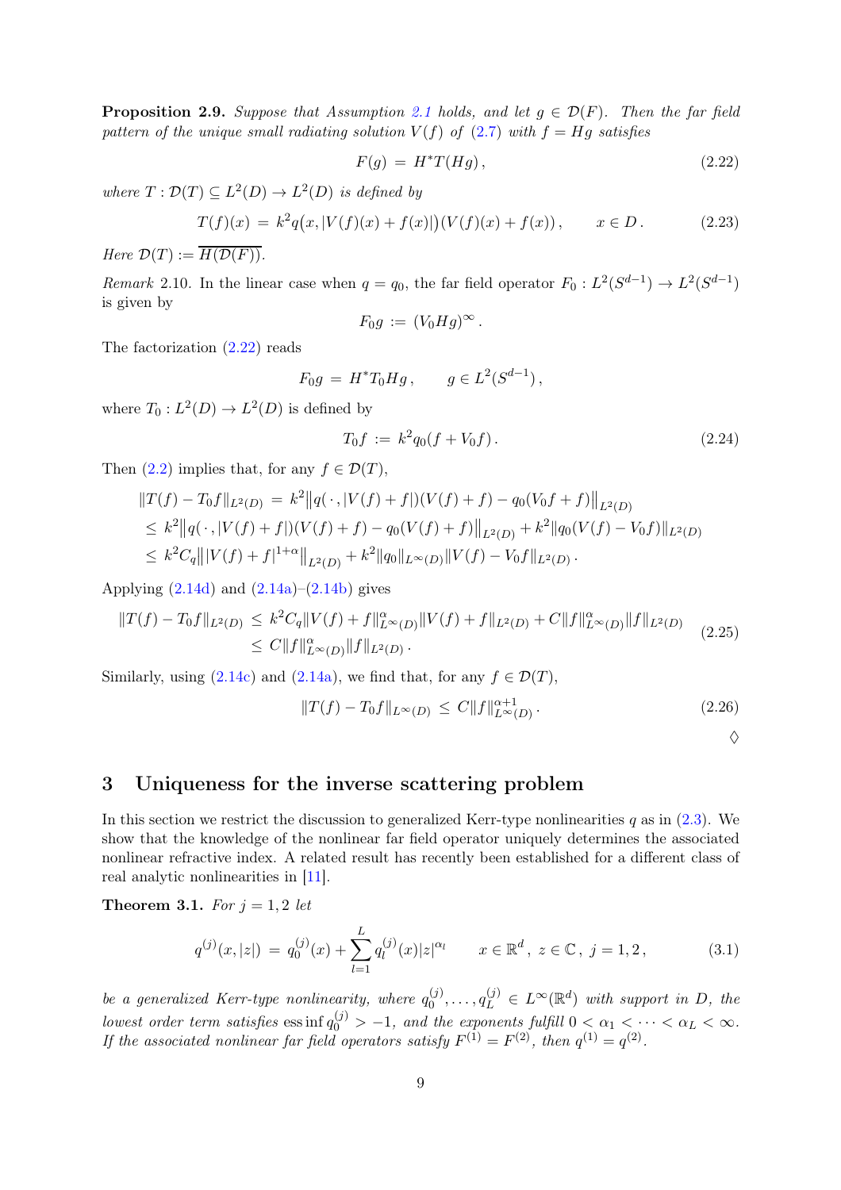**Proposition 2.9.** *Suppose that Assumption 2.1 holds, and let $g \in \mathcal{D}(F)$. Then the far field pattern of the unique small radiating solution $V(f)$ of (2.7) with $f = Hg$ satisfies*

$$F(g) \,=\, H^* T(Hg)\,, \tag{2.22}$$

*where $T : \mathcal{D}(T) \subseteq L^2(D) \to L^2(D)$ is defined by*

$$T(f)(x) \,=\, k^2 q\big(x, |V(f)(x) + f(x)|\big)\big(V(f)(x) + f(x)\big)\,, \qquad x \in D\,. \tag{2.23}$$

*Here $\mathcal{D}(T) := \overline{H(\mathcal{D}(F))}$.*

*Remark* 2.10. In the linear case when $q = q_0$, the far field operator $F_0 : L^2(S^{d-1}) \to L^2(S^{d-1})$ is given by

$$F_0 g \,:=\, (V_0 H g)^\infty\,.$$

The factorization (2.22) reads

$$F_0 g \,=\, H^* T_0 H g\,, \qquad g \in L^2(S^{d-1})\,,$$

where $T_0 : L^2(D) \to L^2(D)$ is defined by

$$T_0 f \,:=\, k^2 q_0 (f + V_0 f)\,. \tag{2.24}$$

Then (2.2) implies that, for any $f \in \mathcal{D}(T)$,

$$\begin{aligned}
\|T(f) - T_0 f\|_{L^2(D)} \,&=\, k^2 \big\| q(\,\cdot\,, |V(f) + f|)(V(f) + f) - q_0(V_0 f + f)\big\|_{L^2(D)}\\
&\leq\, k^2 \big\| q(\,\cdot\,, |V(f) + f|)(V(f) + f) - q_0(V(f) + f)\big\|_{L^2(D)} + k^2 \|q_0 (V(f) - V_0 f)\|_{L^2(D)}\\
&\leq\, k^2 C_q \big\| |V(f) + f|^{1+\alpha}\big\|_{L^2(D)} + k^2 \|q_0\|_{L^\infty(D)} \|V(f) - V_0 f\|_{L^2(D)}\,.
\end{aligned}$$

Applying (2.14d) and (2.14a)–(2.14b) gives

$$\begin{aligned}
\|T(f) - T_0 f\|_{L^2(D)} \,&\leq\, k^2 C_q \|V(f) + f\|_{L^\infty(D)}^\alpha \|V(f) + f\|_{L^2(D)} + C\|f\|_{L^\infty(D)}^\alpha \|f\|_{L^2(D)}\\
&\leq\, C\|f\|_{L^\infty(D)}^\alpha \|f\|_{L^2(D)}\,.
\end{aligned} \tag{2.25}$$

Similarly, using (2.14c) and (2.14a), we find that, for any $f \in \mathcal{D}(T)$,

$$\|T(f) - T_0 f\|_{L^\infty(D)} \,\leq\, C\|f\|_{L^\infty(D)}^{\alpha+1}\,. \tag{2.26}$$

$\diamondsuit$

## 3 Uniqueness for the inverse scattering problem

In this section we restrict the discussion to generalized Kerr-type nonlinearities $q$ as in (2.3). We show that the knowledge of the nonlinear far field operator uniquely determines the associated nonlinear refractive index. A related result has recently been established for a different class of real analytic nonlinearities in [11].

**Theorem 3.1.** *For $j = 1, 2$ let*

$$q^{(j)}(x, |z|) \,=\, q_0^{(j)}(x) + \sum_{l=1}^{L} q_l^{(j)}(x)|z|^{\alpha_l} \qquad x \in \mathbb{R}^d\,,\; z \in \mathbb{C}\,,\; j = 1, 2\,, \tag{3.1}$$

*be a generalized Kerr-type nonlinearity, where $q_0^{(j)}, \ldots, q_L^{(j)} \in L^\infty(\mathbb{R}^d)$ with support in $D$, the lowest order term satisfies $\operatorname{ess\,inf} q_0^{(j)} > -1$, and the exponents fulfill $0 < \alpha_1 < \cdots < \alpha_L < \infty$. If the associated nonlinear far field operators satisfy $F^{(1)} = F^{(2)}$, then $q^{(1)} = q^{(2)}$.*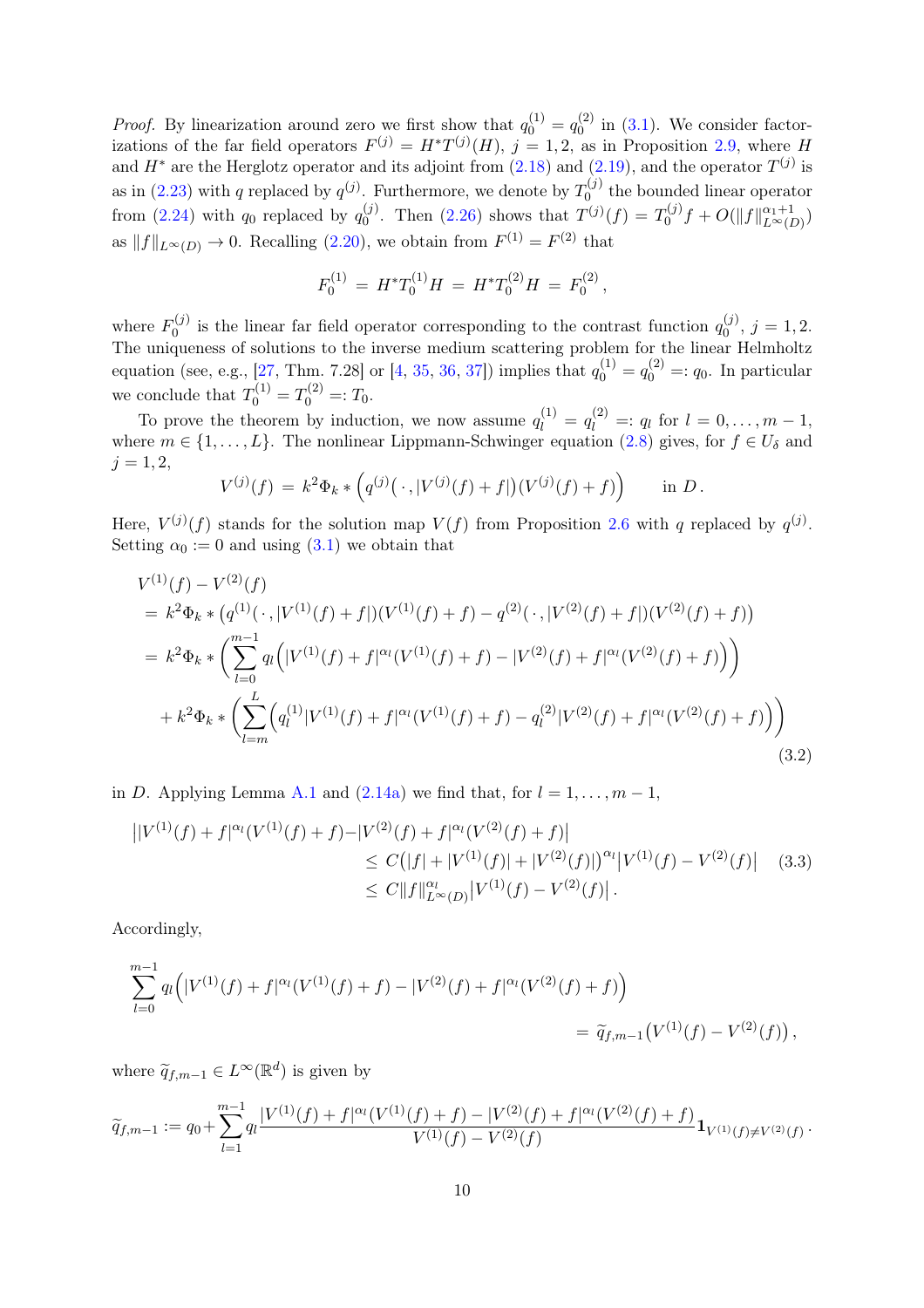*Proof.* By linearization around zero we first show that $q_0^{(1)} = q_0^{(2)}$ in (3.1). We consider factorizations of the far field operators $F^{(j)} = H^* T^{(j)}(H)$, $j = 1, 2$, as in Proposition 2.9, where $H$ and $H^*$ are the Herglotz operator and its adjoint from (2.18) and (2.19), and the operator $T^{(j)}$ is as in (2.23) with $q$ replaced by $q^{(j)}$. Furthermore, we denote by $T_0^{(j)}$ the bounded linear operator from (2.24) with $q_0$ replaced by $q_0^{(j)}$. Then (2.26) shows that $T^{(j)}(f) = T_0^{(j)} f + O(\|f\|_{L^\infty(D)}^{\alpha_1+1})$ as $\|f\|_{L^\infty(D)} \to 0$. Recalling (2.20), we obtain from $F^{(1)} = F^{(2)}$ that

$$
F_0^{(1)} \;=\; H^* T_0^{(1)} H \;=\; H^* T_0^{(2)} H \;=\; F_0^{(2)} \,,
$$

where $F_0^{(j)}$ is the linear far field operator corresponding to the contrast function $q_0^{(j)}$, $j = 1, 2$. The uniqueness of solutions to the inverse medium scattering problem for the linear Helmholtz equation (see, e.g., [27, Thm. 7.28] or [4, 35, 36, 37]) implies that $q_0^{(1)} = q_0^{(2)} =: q_0$. In particular we conclude that $T_0^{(1)} = T_0^{(2)} =: T_0$.

To prove the theorem by induction, we now assume $q_l^{(1)} = q_l^{(2)} =: q_l$ for $l = 0, \ldots, m-1$, where $m \in \{1, \ldots, L\}$. The nonlinear Lippmann-Schwinger equation (2.8) gives, for $f \in U_\delta$ and $j = 1, 2$,

$$
V^{(j)}(f) \;=\; k^2 \Phi_k * \Bigl( q^{(j)}\bigl( \,\cdot\, , |V^{(j)}(f) + f| \bigr) (V^{(j)}(f) + f) \Bigr) \qquad \text{in } D\,.
$$

Here, $V^{(j)}(f)$ stands for the solution map $V(f)$ from Proposition 2.6 with $q$ replaced by $q^{(j)}$. Setting $\alpha_0 := 0$ and using (3.1) we obtain that

$$
\begin{aligned}
&V^{(1)}(f) - V^{(2)}(f) \\
&= k^2 \Phi_k * \bigl( q^{(1)}(\,\cdot\,, |V^{(1)}(f) + f|)(V^{(1)}(f) + f) - q^{(2)}(\,\cdot\,, |V^{(2)}(f) + f|)(V^{(2)}(f) + f) \bigr) \\
&= k^2 \Phi_k * \Bigl( \sum_{l=0}^{m-1} q_l \Bigl( |V^{(1)}(f) + f|^{\alpha_l} (V^{(1)}(f) + f) - |V^{(2)}(f) + f|^{\alpha_l} (V^{(2)}(f) + f) \Bigr) \Bigr) \\
&\quad + k^2 \Phi_k * \Bigl( \sum_{l=m}^{L} \Bigl( q_l^{(1)} |V^{(1)}(f) + f|^{\alpha_l} (V^{(1)}(f) + f) - q_l^{(2)} |V^{(2)}(f) + f|^{\alpha_l} (V^{(2)}(f) + f) \Bigr) \Bigr)
\end{aligned} \tag{3.2}
$$

in $D$. Applying Lemma A.1 and (2.14a) we find that, for $l = 1, \ldots, m-1$,

$$
\begin{aligned}
\bigl| |V^{(1)}(f) + f|^{\alpha_l} (V^{(1)}(f) + f) - &|V^{(2)}(f) + f|^{\alpha_l} (V^{(2)}(f) + f) \bigr| \\
&\leq C \bigl( |f| + |V^{(1)}(f)| + |V^{(2)}(f)| \bigr)^{\alpha_l} \bigl| V^{(1)}(f) - V^{(2)}(f) \bigr| \\
&\leq C \|f\|_{L^\infty(D)}^{\alpha_l} \bigl| V^{(1)}(f) - V^{(2)}(f) \bigr| \,.
\end{aligned} \tag{3.3}
$$

Accordingly,

$$
\begin{aligned}
\sum_{l=0}^{m-1} q_l \Bigl( |V^{(1)}(f) + f|^{\alpha_l} (V^{(1)}(f) + f) - |V^{(2)}(f) + f|^{\alpha_l} (V^{(2)}(f) + f) \Bigr) \\
= \widetilde{q}_{f,m-1} \bigl( V^{(1)}(f) - V^{(2)}(f) \bigr) \,,
\end{aligned}
$$

where $\widetilde{q}_{f,m-1} \in L^\infty(\mathbb{R}^d)$ is given by

$$
\widetilde{q}_{f,m-1} := q_0 + \sum_{l=1}^{m-1} q_l \frac{|V^{(1)}(f) + f|^{\alpha_l} (V^{(1)}(f) + f) - |V^{(2)}(f) + f|^{\alpha_l} (V^{(2)}(f) + f)}{V^{(1)}(f) - V^{(2)}(f)} \mathbf{1}_{V^{(1)}(f) \neq V^{(2)}(f)} \,.
$$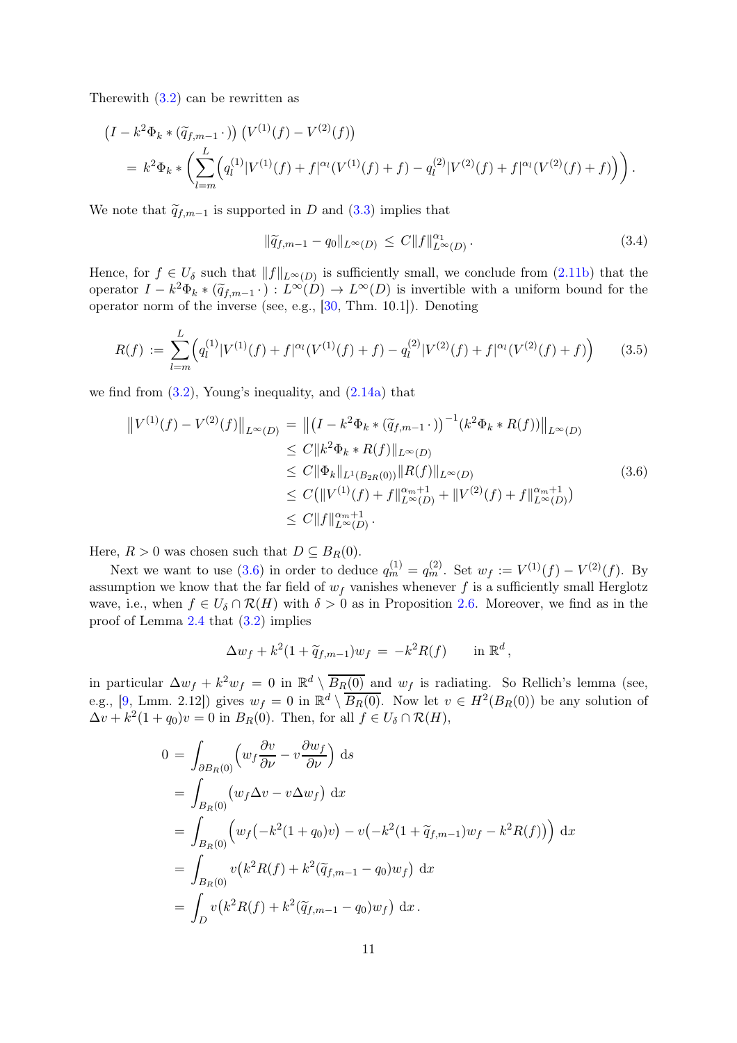Therewith (3.2) can be rewritten as

$$
\begin{aligned}
&\big(I - k^2 \Phi_k * (\widetilde{q}_{f,m-1}\,\cdot\,)\big)\big(V^{(1)}(f) - V^{(2)}(f)\big) \\
&\quad = k^2 \Phi_k * \bigg( \sum_{l=m}^{L} \Big( q_l^{(1)} |V^{(1)}(f) + f|^{\alpha_l} (V^{(1)}(f) + f) - q_l^{(2)} |V^{(2)}(f) + f|^{\alpha_l} (V^{(2)}(f) + f) \Big) \bigg) .
\end{aligned}
$$

We note that $\widetilde{q}_{f,m-1}$ is supported in $D$ and (3.3) implies that

$$
\|\widetilde{q}_{f,m-1} - q_0\|_{L^\infty(D)} \,\le\, C \|f\|_{L^\infty(D)}^{\alpha_1} . \tag{3.4}
$$

Hence, for $f \in U_\delta$ such that $\|f\|_{L^\infty(D)}$ is sufficiently small, we conclude from (2.11b) that the operator $I - k^2 \Phi_k * (\widetilde{q}_{f,m-1}\,\cdot\,) : L^\infty(D) \to L^\infty(D)$ is invertible with a uniform bound for the operator norm of the inverse (see, e.g., [30, Thm. 10.1]). Denoting

$$
R(f) \,:=\, \sum_{l=m}^{L} \Big( q_l^{(1)} |V^{(1)}(f) + f|^{\alpha_l} (V^{(1)}(f) + f) - q_l^{(2)} |V^{(2)}(f) + f|^{\alpha_l} (V^{(2)}(f) + f) \Big) \tag{3.5}
$$

we find from (3.2), Young's inequality, and (2.14a) that

$$
\begin{aligned}
\big\|V^{(1)}(f) - V^{(2)}(f)\big\|_{L^\infty(D)} &= \big\| \big(I - k^2 \Phi_k * (\widetilde{q}_{f,m-1}\,\cdot\,)\big)^{-1} (k^2 \Phi_k * R(f)) \big\|_{L^\infty(D)} \\
&\le C \|k^2 \Phi_k * R(f)\|_{L^\infty(D)} \\
&\le C \|\Phi_k\|_{L^1(B_{2R}(0))} \|R(f)\|_{L^\infty(D)} \\
&\le C \big( \|V^{(1)}(f) + f\|_{L^\infty(D)}^{\alpha_m + 1} + \|V^{(2)}(f) + f\|_{L^\infty(D)}^{\alpha_m+1} \big) \\
&\le C \|f\|_{L^\infty(D)}^{\alpha_m+1} .
\end{aligned} \tag{3.6}
$$

Here, $R > 0$ was chosen such that $D \subseteq B_R(0)$.

Next we want to use (3.6) in order to deduce $q_m^{(1)} = q_m^{(2)}$. Set $w_f := V^{(1)}(f) - V^{(2)}(f)$. By assumption we know that the far field of $w_f$ vanishes whenever $f$ is a sufficiently small Herglotz wave, i.e., when $f \in U_\delta \cap \mathcal{R}(H)$ with $\delta > 0$ as in Proposition 2.6. Moreover, we find as in the proof of Lemma 2.4 that (3.2) implies

$$
\Delta w_f + k^2 (1 + \widetilde{q}_{f,m-1}) w_f \,=\, -k^2 R(f) \qquad \text{in } \mathbb{R}^d ,
$$

in particular $\Delta w_f + k^2 w_f = 0$ in $\mathbb{R}^d \setminus \overline{B_R(0)}$ and $w_f$ is radiating. So Rellich's lemma (see, e.g., [9, Lmm. 2.12]) gives $w_f = 0$ in $\mathbb{R}^d \setminus \overline{B_R(0)}$. Now let $v \in H^2(B_R(0))$ be any solution of $\Delta v + k^2(1 + q_0) v = 0$ in $B_R(0)$. Then, for all $f \in U_\delta \cap \mathcal{R}(H)$,

$$
\begin{aligned}
0 &= \int_{\partial B_R(0)} \Big( w_f \frac{\partial v}{\partial \nu} - v \frac{\partial w_f}{\partial \nu} \Big) \, \mathrm{d}s \\
&= \int_{B_R(0)} \big( w_f \Delta v - v \Delta w_f \big) \, \mathrm{d}x \\
&= \int_{B_R(0)} \Big( w_f \big( -k^2 (1 + q_0) v \big) - v \big( -k^2 (1 + \widetilde{q}_{f,m-1}) w_f - k^2 R(f) \big) \Big) \, \mathrm{d}x \\
&= \int_{B_R(0)} v \big( k^2 R(f) + k^2 (\widetilde{q}_{f,m-1} - q_0) w_f \big) \, \mathrm{d}x \\
&= \int_{D} v \big( k^2 R(f) + k^2 (\widetilde{q}_{f,m-1} - q_0) w_f \big) \, \mathrm{d}x .
\end{aligned}
$$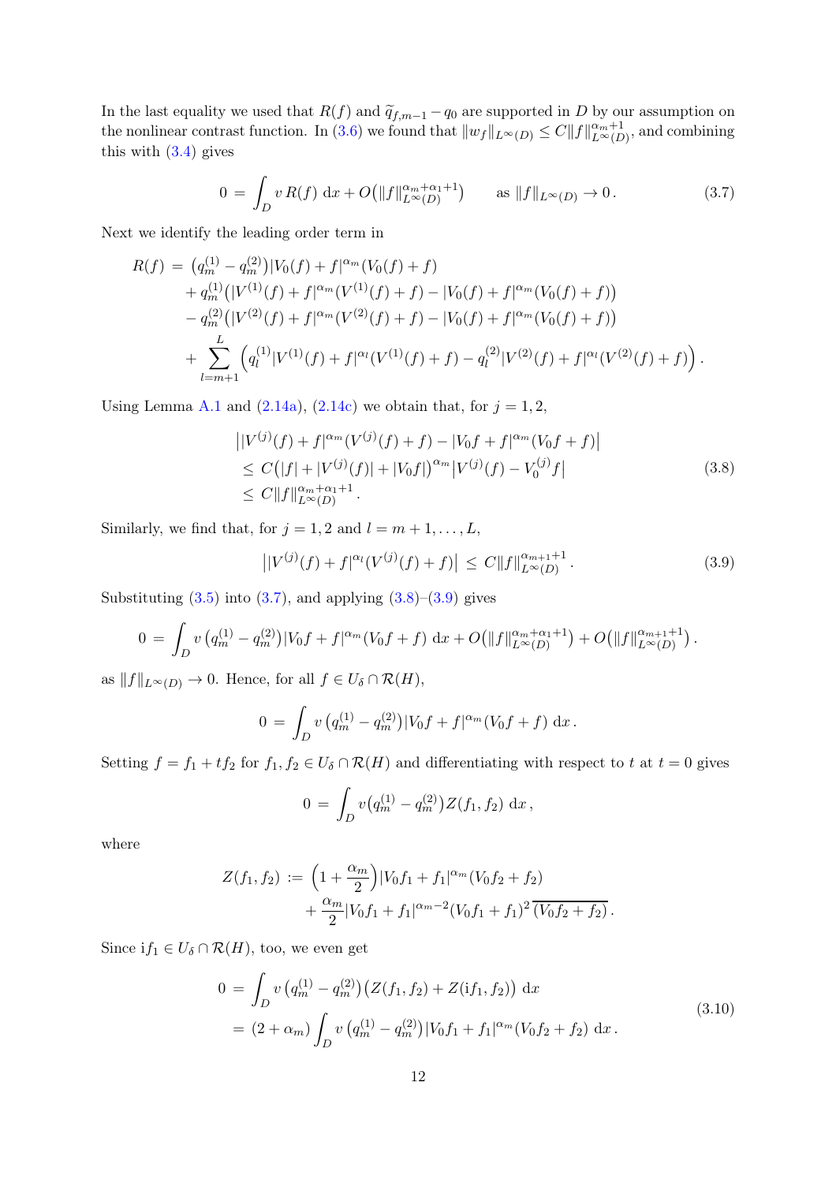In the last equality we used that $R(f)$ and $\widetilde{q}_{f,m-1} - q_0$ are supported in $D$ by our assumption on the nonlinear contrast function. In (3.6) we found that $\|w_f\|_{L^\infty(D)} \le C\|f\|_{L^\infty(D)}^{\alpha_m+1}$, and combining this with (3.4) gives

$$
0 \,=\, \int_D v\, R(f)\, \mathrm{d}x + O\big(\|f\|_{L^\infty(D)}^{\alpha_m+\alpha_1+1}\big) \qquad \text{as } \|f\|_{L^\infty(D)} \to 0\,. \tag{3.7}
$$

Next we identify the leading order term in

$$
\begin{aligned}
R(f) \,=\, &\big(q_m^{(1)} - q_m^{(2)}\big)|V_0(f) + f|^{\alpha_m}(V_0(f) + f)\\
&+ q_m^{(1)}\big(|V^{(1)}(f) + f|^{\alpha_m}(V^{(1)}(f) + f) - |V_0(f) + f|^{\alpha_m}(V_0(f) + f)\big)\\
&- q_m^{(2)}\big(|V^{(2)}(f) + f|^{\alpha_m}(V^{(2)}(f) + f) - |V_0(f) + f|^{\alpha_m}(V_0(f) + f)\big)\\
&+ \sum_{l=m+1}^{L} \Big(q_l^{(1)}|V^{(1)}(f) + f|^{\alpha_l}(V^{(1)}(f) + f) - q_l^{(2)}|V^{(2)}(f) + f|^{\alpha_l}(V^{(2)}(f) + f)\Big)\,.
\end{aligned}
$$

Using Lemma A.1 and (2.14a), (2.14c) we obtain that, for $j = 1, 2$,

$$
\begin{aligned}
&\big||V^{(j)}(f) + f|^{\alpha_m}(V^{(j)}(f) + f) - |V_0 f + f|^{\alpha_m}(V_0 f + f)\big|\\
&\le C\big(|f| + |V^{(j)}(f)| + |V_0 f|\big)^{\alpha_m}\big|V^{(j)}(f) - V_0^{(j)} f\big|\\
&\le C\|f\|_{L^\infty(D)}^{\alpha_m+\alpha_1+1}\,.
\end{aligned}
\tag{3.8}
$$

Similarly, we find that, for $j = 1, 2$ and $l = m+1, \ldots, L$,

$$
\big||V^{(j)}(f) + f|^{\alpha_l}(V^{(j)}(f) + f)\big| \,\le\, C\|f\|_{L^\infty(D)}^{\alpha_{m+1}+1}\,. \tag{3.9}
$$

Substituting (3.5) into (3.7), and applying (3.8)–(3.9) gives

$$
0 \,=\, \int_D v\,\big(q_m^{(1)} - q_m^{(2)}\big)|V_0 f + f|^{\alpha_m}(V_0 f + f)\, \mathrm{d}x + O\big(\|f\|_{L^\infty(D)}^{\alpha_m+\alpha_1+1}\big) + O\big(\|f\|_{L^\infty(D)}^{\alpha_{m+1}+1}\big)\,.
$$

as $\|f\|_{L^\infty(D)} \to 0$. Hence, for all $f \in U_\delta \cap \mathcal{R}(H)$,

$$
0 \,=\, \int_D v\,\big(q_m^{(1)} - q_m^{(2)}\big)|V_0 f + f|^{\alpha_m}(V_0 f + f)\, \mathrm{d}x\,.
$$

Setting $f = f_1 + t f_2$ for $f_1, f_2 \in U_\delta \cap \mathcal{R}(H)$ and differentiating with respect to $t$ at $t = 0$ gives

$$
0 \,=\, \int_D v\big(q_m^{(1)} - q_m^{(2)}\big) Z(f_1, f_2)\, \mathrm{d}x\,,
$$

where

$$
\begin{aligned}
Z(f_1, f_2) \,:=\, &\Big(1 + \frac{\alpha_m}{2}\Big)|V_0 f_1 + f_1|^{\alpha_m}(V_0 f_2 + f_2)\\
&+ \frac{\alpha_m}{2}|V_0 f_1 + f_1|^{\alpha_m-2}(V_0 f_1 + f_1)^2\,\overline{(V_0 f_2 + f_2)}\,.
\end{aligned}
$$

Since $\mathrm{i}f_1 \in U_\delta \cap \mathcal{R}(H)$, too, we even get

$$
\begin{aligned}
0 \,&=\, \int_D v\,\big(q_m^{(1)} - q_m^{(2)}\big)\big(Z(f_1, f_2) + Z(\mathrm{i}f_1, f_2)\big)\, \mathrm{d}x\\
&=\, (2 + \alpha_m)\int_D v\,\big(q_m^{(1)} - q_m^{(2)}\big)|V_0 f_1 + f_1|^{\alpha_m}(V_0 f_2 + f_2)\, \mathrm{d}x\,.
\end{aligned}
\tag{3.10}
$$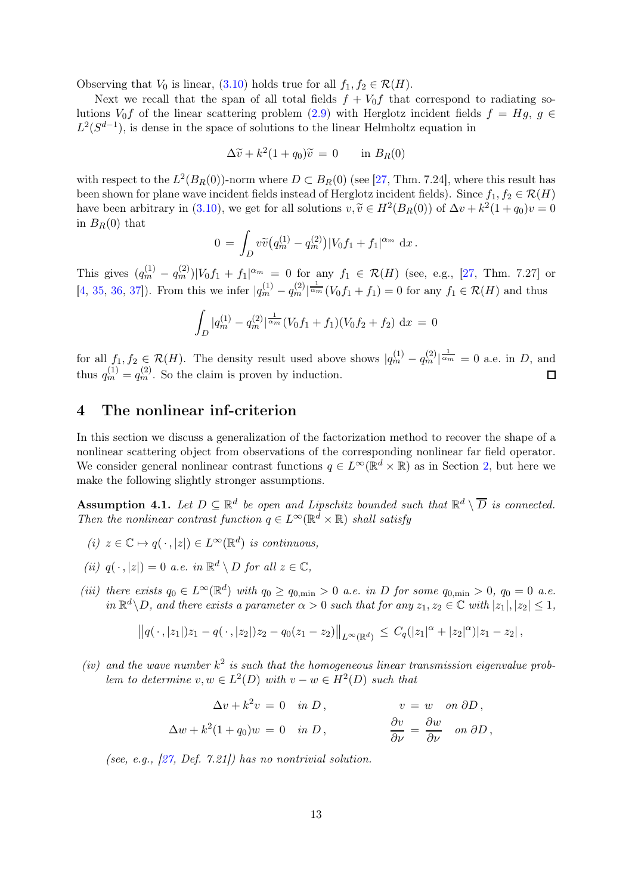Observing that $V_0$ is linear, (3.10) holds true for all $f_1, f_2 \in \mathcal{R}(H)$.

Next we recall that the span of all total fields $f + V_0 f$ that correspond to radiating solutions $V_0 f$ of the linear scattering problem (2.9) with Herglotz incident fields $f = Hg$, $g \in L^2(S^{d-1})$, is dense in the space of solutions to the linear Helmholtz equation in

$$\Delta \widetilde{v} + k^2(1 + q_0)\widetilde{v} \,=\, 0 \qquad \text{in } B_R(0)$$

with respect to the $L^2(B_R(0))$-norm where $D \subset B_R(0)$ (see [27, Thm. 7.24], where this result has been shown for plane wave incident fields instead of Herglotz incident fields). Since $f_1, f_2 \in \mathcal{R}(H)$ have been arbitrary in (3.10), we get for all solutions $v, \widetilde{v} \in H^2(B_R(0))$ of $\Delta v + k^2(1+q_0)v = 0$ in $B_R(0)$ that

$$0 \,=\, \int_D v\widetilde{v}\big(q_m^{(1)} - q_m^{(2)}\big)|V_0 f_1 + f_1|^{\alpha_m} \,\mathrm{d}x\,.$$

This gives $(q_m^{(1)} - q_m^{(2)})|V_0 f_1 + f_1|^{\alpha_m} = 0$ for any $f_1 \in \mathcal{R}(H)$ (see, e.g., [27, Thm. 7.27] or [4, 35, 36, 37]). From this we infer $|q_m^{(1)} - q_m^{(2)}|^{\frac{1}{\alpha_m}}(V_0 f_1 + f_1) = 0$ for any $f_1 \in \mathcal{R}(H)$ and thus

$$\int_D |q_m^{(1)} - q_m^{(2)}|^{\frac{1}{\alpha_m}}(V_0 f_1 + f_1)(V_0 f_2 + f_2) \,\mathrm{d}x \,=\, 0$$

for all $f_1, f_2 \in \mathcal{R}(H)$. The density result used above shows $|q_m^{(1)} - q_m^{(2)}|^{\frac{1}{\alpha_m}} = 0$ a.e. in $D$, and thus $q_m^{(1)} = q_m^{(2)}$. So the claim is proven by induction. $\square$

## 4 The nonlinear inf-criterion

In this section we discuss a generalization of the factorization method to recover the shape of a nonlinear scattering object from observations of the corresponding nonlinear far field operator. We consider general nonlinear contrast functions $q \in L^\infty(\mathbb{R}^d \times \mathbb{R})$ as in Section 2, but here we make the following slightly stronger assumptions.

**Assumption 4.1.** *Let $D \subseteq \mathbb{R}^d$ be open and Lipschitz bounded such that $\mathbb{R}^d \setminus \overline{D}$ is connected. Then the nonlinear contrast function $q \in L^\infty(\mathbb{R}^d \times \mathbb{R})$ shall satisfy*

*(i) $z \in \mathbb{C} \mapsto q(\,\cdot\,, |z|) \in L^\infty(\mathbb{R}^d)$ is continuous,*

*(ii) $q(\,\cdot\,, |z|) = 0$ a.e. in $\mathbb{R}^d \setminus D$ for all $z \in \mathbb{C}$,*

*(iii) there exists $q_0 \in L^\infty(\mathbb{R}^d)$ with $q_0 \geq q_{0,\min} > 0$ a.e. in $D$ for some $q_{0,\min} > 0$, $q_0 = 0$ a.e. in $\mathbb{R}^d \setminus D$, and there exists a parameter $\alpha > 0$ such that for any $z_1, z_2 \in \mathbb{C}$ with $|z_1|, |z_2| \leq 1$,*

$$\big\| q(\,\cdot\,, |z_1|)z_1 - q(\,\cdot\,, |z_2|)z_2 - q_0(z_1 - z_2) \big\|_{L^\infty(\mathbb{R}^d)} \,\leq\, C_q(|z_1|^\alpha + |z_2|^\alpha)|z_1 - z_2|\,,$$

*(iv) and the wave number $k^2$ is such that the homogeneous linear transmission eigenvalue problem to determine $v, w \in L^2(D)$ with $v - w \in H^2(D)$ such that*

$$\begin{aligned} \Delta v + k^2 v &\,=\, 0 \quad \text{in } D\,, & v &\,=\, w \quad \text{on } \partial D\,,\\ \Delta w + k^2(1 + q_0)w &\,=\, 0 \quad \text{in } D\,, & \frac{\partial v}{\partial \nu} &\,=\, \frac{\partial w}{\partial \nu} \quad \text{on } \partial D\,, \end{aligned}$$

*(see, e.g., [27, Def. 7.21]) has no nontrivial solution.*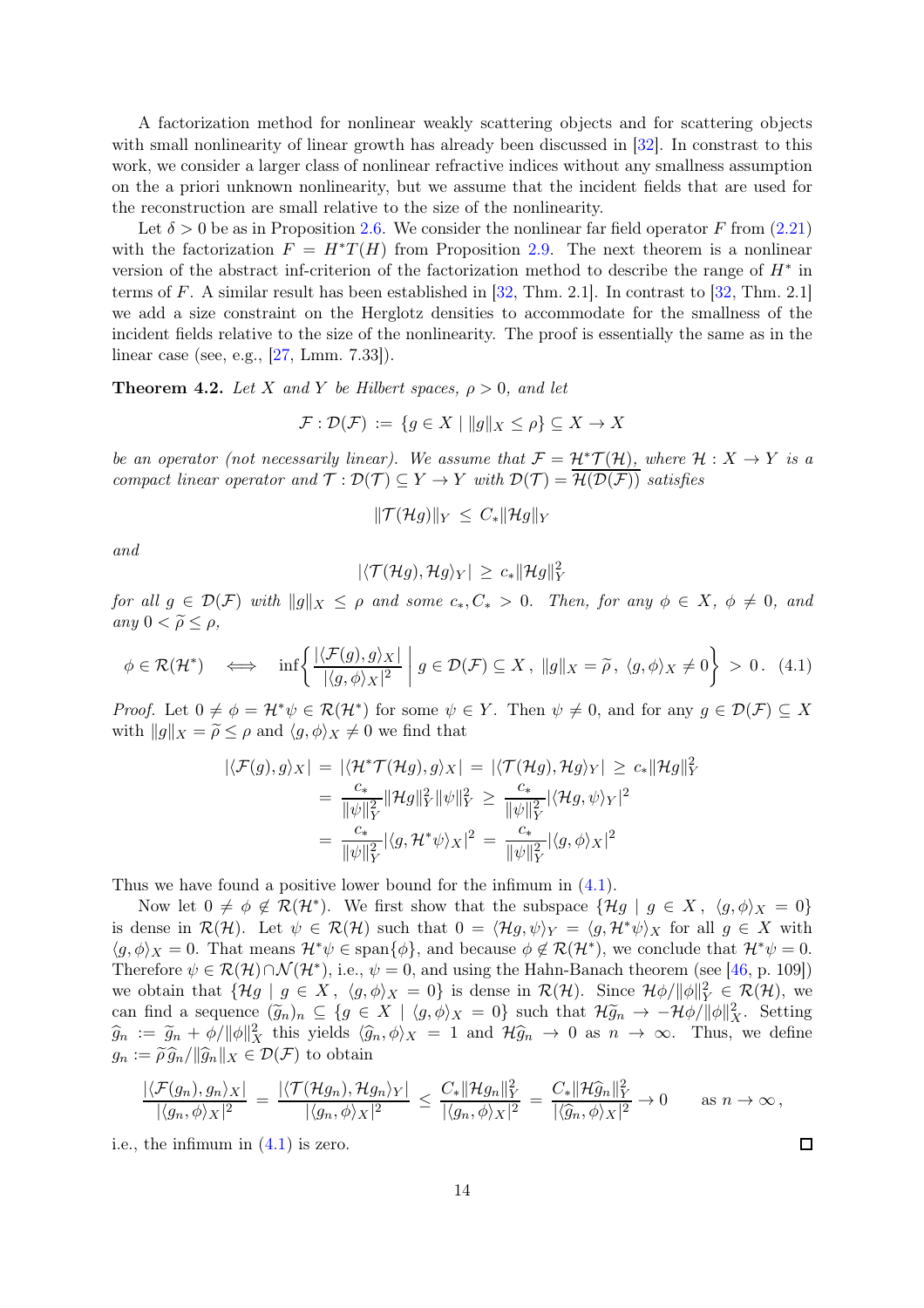A factorization method for nonlinear weakly scattering objects and for scattering objects with small nonlinearity of linear growth has already been discussed in [32]. In constrast to this work, we consider a larger class of nonlinear refractive indices without any smallness assumption on the a priori unknown nonlinearity, but we assume that the incident fields that are used for the reconstruction are small relative to the size of the nonlinearity.

Let $\delta > 0$ be as in Proposition 2.6. We consider the nonlinear far field operator $F$ from (2.21) with the factorization $F = H^*T(H)$ from Proposition 2.9. The next theorem is a nonlinear version of the abstract inf-criterion of the factorization method to describe the range of $H^*$ in terms of $F$. A similar result has been established in [32, Thm. 2.1]. In contrast to [32, Thm. 2.1] we add a size constraint on the Herglotz densities to accommodate for the smallness of the incident fields relative to the size of the nonlinearity. The proof is essentially the same as in the linear case (see, e.g., [27, Lmm. 7.33]).

**Theorem 4.2.** *Let $X$ and $Y$ be Hilbert spaces, $\rho > 0$, and let*

$$\mathcal{F} : \mathcal{D}(\mathcal{F}) := \{g \in X \mid \|g\|_X \leq \rho\} \subseteq X \to X$$

*be an operator (not necessarily linear). We assume that $\mathcal{F} = \mathcal{H}^*\mathcal{T}(\mathcal{H})$, where $\mathcal{H} : X \to Y$ is a compact linear operator and $\mathcal{T} : \mathcal{D}(\mathcal{T}) \subseteq Y \to Y$ with $\mathcal{D}(\mathcal{T}) = \overline{\mathcal{H}(\mathcal{D}(\mathcal{F}))}$ satisfies*

$$\|\mathcal{T}(\mathcal{H}g)\|_Y \leq C_* \|\mathcal{H}g\|_Y$$

*and*

$$|\langle \mathcal{T}(\mathcal{H}g), \mathcal{H}g\rangle_Y| \geq c_* \|\mathcal{H}g\|_Y^2$$

*for all $g \in \mathcal{D}(\mathcal{F})$ with $\|g\|_X \leq \rho$ and some $c_*, C_* > 0$. Then, for any $\phi \in X$, $\phi \neq 0$, and any $0 < \widetilde{\rho} \leq \rho$,*

$$\phi \in \mathcal{R}(\mathcal{H}^*) \quad \Longleftrightarrow \quad \inf\left\{ \frac{|\langle \mathcal{F}(g), g\rangle_X|}{|\langle g, \phi\rangle_X|^2} \;\middle|\; g \in \mathcal{D}(\mathcal{F}) \subseteq X\,,\ \|g\|_X = \widetilde{\rho}\,,\ \langle g, \phi\rangle_X \neq 0 \right\} > 0\,. \quad (4.1)$$

*Proof.* Let $0 \neq \phi = \mathcal{H}^*\psi \in \mathcal{R}(\mathcal{H}^*)$ for some $\psi \in Y$. Then $\psi \neq 0$, and for any $g \in \mathcal{D}(\mathcal{F}) \subseteq X$ with $\|g\|_X = \widetilde{\rho} \leq \rho$ and $\langle g, \phi\rangle_X \neq 0$ we find that

$$\begin{aligned}
|\langle \mathcal{F}(g), g\rangle_X| &= |\langle \mathcal{H}^*\mathcal{T}(\mathcal{H}g), g\rangle_X| = |\langle \mathcal{T}(\mathcal{H}g), \mathcal{H}g\rangle_Y| \geq c_* \|\mathcal{H}g\|_Y^2 \\
&= \frac{c_*}{\|\psi\|_Y^2} \|\mathcal{H}g\|_Y^2 \|\psi\|_Y^2 \geq \frac{c_*}{\|\psi\|_Y^2} |\langle \mathcal{H}g, \psi\rangle_Y|^2 \\
&= \frac{c_*}{\|\psi\|_Y^2} |\langle g, \mathcal{H}^*\psi\rangle_X|^2 = \frac{c_*}{\|\psi\|_Y^2} |\langle g, \phi\rangle_X|^2
\end{aligned}$$

Thus we have found a positive lower bound for the infimum in (4.1).

Now let $0 \neq \phi \notin \mathcal{R}(\mathcal{H}^*)$. We first show that the subspace $\{\mathcal{H}g \mid g \in X\,,\ \langle g, \phi\rangle_X = 0\}$ is dense in $\mathcal{R}(\mathcal{H})$. Let $\psi \in \mathcal{R}(\mathcal{H})$ such that $0 = \langle \mathcal{H}g, \psi\rangle_Y = \langle g, \mathcal{H}^*\psi\rangle_X$ for all $g \in X$ with $\langle g, \phi\rangle_X = 0$. That means $\mathcal{H}^*\psi \in \operatorname{span}\{\phi\}$, and because $\phi \notin \mathcal{R}(\mathcal{H}^*)$, we conclude that $\mathcal{H}^*\psi = 0$. Therefore $\psi \in \mathcal{R}(\mathcal{H}) \cap \mathcal{N}(\mathcal{H}^*)$, i.e., $\psi = 0$, and using the Hahn-Banach theorem (see [46, p. 109]) we obtain that $\{\mathcal{H}g \mid g \in X\,,\ \langle g, \phi\rangle_X = 0\}$ is dense in $\mathcal{R}(\mathcal{H})$. Since $\mathcal{H}\phi/\|\phi\|_Y^2 \in \mathcal{R}(\mathcal{H})$, we can find a sequence $(\widetilde{g}_n)_n \subseteq \{g \in X \mid \langle g, \phi\rangle_X = 0\}$ such that $\mathcal{H}\widetilde{g}_n \to -\mathcal{H}\phi/\|\phi\|_X^2$. Setting $\widehat{g}_n := \widetilde{g}_n + \phi/\|\phi\|_X^2$ this yields $\langle \widehat{g}_n, \phi\rangle_X = 1$ and $\mathcal{H}\widehat{g}_n \to 0$ as $n \to \infty$. Thus, we define $g_n := \widetilde{\rho}\,\widehat{g}_n/\|\widehat{g}_n\|_X \in \mathcal{D}(\mathcal{F})$ to obtain

$$\frac{|\langle \mathcal{F}(g_n), g_n\rangle_X|}{|\langle g_n, \phi\rangle_X|^2} = \frac{|\langle \mathcal{T}(\mathcal{H}g_n), \mathcal{H}g_n\rangle_Y|}{|\langle g_n, \phi\rangle_X|^2} \leq \frac{C_* \|\mathcal{H}g_n\|_Y^2}{|\langle g_n, \phi\rangle_X|^2} = \frac{C_* \|\mathcal{H}\widehat{g}_n\|_Y^2}{|\langle \widehat{g}_n, \phi\rangle_X|^2} \to 0 \qquad \text{as } n \to \infty\,,$$

i.e., the infimum in (4.1) is zero. □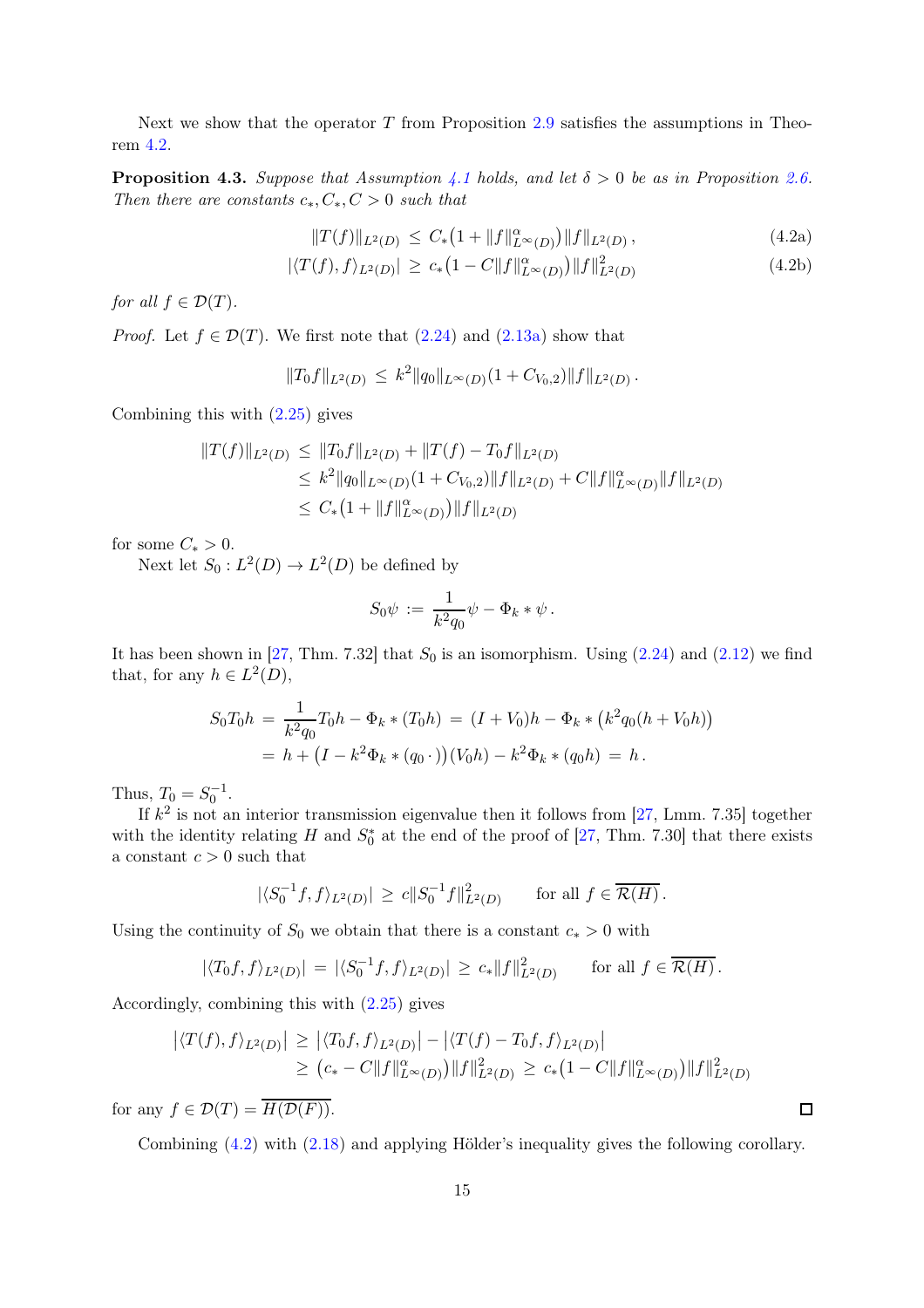Next we show that the operator $T$ from Proposition 2.9 satisfies the assumptions in Theorem 4.2.

**Proposition 4.3.** *Suppose that Assumption 4.1 holds, and let $\delta > 0$ be as in Proposition 2.6. Then there are constants $c_*, C_*, C > 0$ such that*

$$\|T(f)\|_{L^2(D)} \leq C_*\big(1 + \|f\|_{L^\infty(D)}^\alpha\big)\|f\|_{L^2(D)}\,, \tag{4.2a}$$

$$|\langle T(f), f\rangle_{L^2(D)}| \geq c_*\big(1 - C\|f\|_{L^\infty(D)}^\alpha\big)\|f\|_{L^2(D)}^2 \tag{4.2b}$$

*for all $f \in \mathcal{D}(T)$.*

*Proof.* Let $f \in \mathcal{D}(T)$. We first note that (2.24) and (2.13a) show that

$$\|T_0 f\|_{L^2(D)} \leq k^2\|q_0\|_{L^\infty(D)}(1 + C_{V_0,2})\|f\|_{L^2(D)}\,.$$

Combining this with (2.25) gives

$$\begin{aligned}
\|T(f)\|_{L^2(D)} &\leq \|T_0 f\|_{L^2(D)} + \|T(f) - T_0 f\|_{L^2(D)} \\
&\leq k^2\|q_0\|_{L^\infty(D)}(1 + C_{V_0,2})\|f\|_{L^2(D)} + C\|f\|_{L^\infty(D)}^\alpha\|f\|_{L^2(D)} \\
&\leq C_*\big(1 + \|f\|_{L^\infty(D)}^\alpha\big)\|f\|_{L^2(D)}
\end{aligned}$$

for some $C_* > 0$.

Next let $S_0 : L^2(D) \to L^2(D)$ be defined by

$$S_0\psi := \frac{1}{k^2 q_0}\psi - \Phi_k * \psi\,.$$

It has been shown in [27, Thm. 7.32] that $S_0$ is an isomorphism. Using (2.24) and (2.12) we find that, for any $h \in L^2(D)$,

$$\begin{aligned}
S_0 T_0 h &= \frac{1}{k^2 q_0}T_0 h - \Phi_k * (T_0 h) = (I + V_0)h - \Phi_k * \big(k^2 q_0(h + V_0 h)\big) \\
&= h + \big(I - k^2\Phi_k * (q_0\,\cdot)\big)(V_0 h) - k^2\Phi_k * (q_0 h) = h\,.
\end{aligned}$$

Thus, $T_0 = S_0^{-1}$.

If $k^2$ is not an interior transmission eigenvalue then it follows from [27, Lmm. 7.35] together with the identity relating $H$ and $S_0^*$ at the end of the proof of [27, Thm. 7.30] that there exists a constant $c > 0$ such that

$$|\langle S_0^{-1} f, f\rangle_{L^2(D)}| \geq c\|S_0^{-1} f\|_{L^2(D)}^2 \qquad \text{for all } f \in \overline{\mathcal{R}(H)}\,.$$

Using the continuity of $S_0$ we obtain that there is a constant $c_* > 0$ with

$$|\langle T_0 f, f\rangle_{L^2(D)}| = |\langle S_0^{-1} f, f\rangle_{L^2(D)}| \geq c_*\|f\|_{L^2(D)}^2 \qquad \text{for all } f \in \overline{\mathcal{R}(H)}\,.$$

Accordingly, combining this with (2.25) gives

$$\begin{aligned}
\big|\langle T(f), f\rangle_{L^2(D)}\big| &\geq \big|\langle T_0 f, f\rangle_{L^2(D)}\big| - \big|\langle T(f) - T_0 f, f\rangle_{L^2(D)}\big| \\
&\geq \big(c_* - C\|f\|_{L^\infty(D)}^\alpha\big)\|f\|_{L^2(D)}^2 \geq c_*\big(1 - C\|f\|_{L^\infty(D)}^\alpha\big)\|f\|_{L^2(D)}^2
\end{aligned}$$

for any $f \in \mathcal{D}(T) = \overline{H(\mathcal{D}(F))}$. $\square$

Combining (4.2) with (2.18) and applying Hölder's inequality gives the following corollary.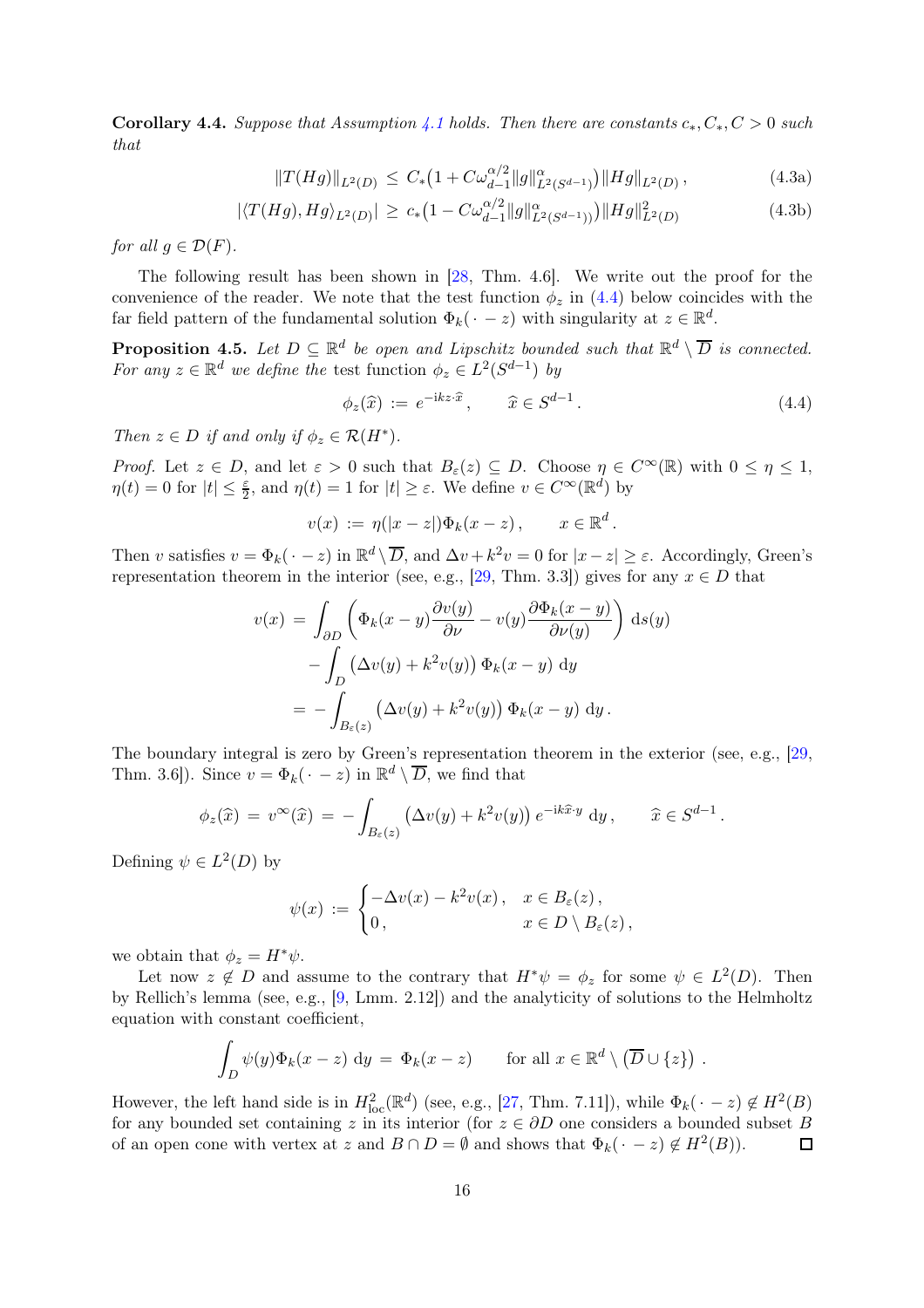**Corollary 4.4.** *Suppose that Assumption 4.1 holds. Then there are constants $c_*, C_*, C > 0$ such that*

$$\|T(Hg)\|_{L^2(D)} \le C_*\big(1 + C\omega_{d-1}^{\alpha/2}\|g\|_{L^2(S^{d-1})}^{\alpha}\big)\|Hg\|_{L^2(D)}\,, \tag{4.3a}$$

$$|\langle T(Hg), Hg\rangle_{L^2(D)}| \ge c_*\big(1 - C\omega_{d-1}^{\alpha/2}\|g\|_{L^2(S^{d-1}))}^{\alpha}\big)\|Hg\|_{L^2(D)}^2 \tag{4.3b}$$

*for all $g \in \mathcal{D}(F)$.*

The following result has been shown in [28, Thm. 4.6]. We write out the proof for the convenience of the reader. We note that the test function $\phi_z$ in (4.4) below coincides with the far field pattern of the fundamental solution $\Phi_k(\,\cdot\, - z)$ with singularity at $z \in \mathbb{R}^d$.

**Proposition 4.5.** *Let $D \subseteq \mathbb{R}^d$ be open and Lipschitz bounded such that $\mathbb{R}^d \setminus \overline{D}$ is connected. For any $z \in \mathbb{R}^d$ we define the* test function *$\phi_z \in L^2(S^{d-1})$ by*

$$\phi_z(\widehat{x}) := e^{-\mathrm{i}kz\cdot\widehat{x}}\,, \qquad \widehat{x} \in S^{d-1}\,. \tag{4.4}$$

*Then $z \in D$ if and only if $\phi_z \in \mathcal{R}(H^*)$.*

*Proof.* Let $z \in D$, and let $\varepsilon > 0$ such that $B_\varepsilon(z) \subseteq D$. Choose $\eta \in C^\infty(\mathbb{R})$ with $0 \le \eta \le 1$, $\eta(t) = 0$ for $|t| \le \frac{\varepsilon}{2}$, and $\eta(t) = 1$ for $|t| \ge \varepsilon$. We define $v \in C^\infty(\mathbb{R}^d)$ by

$$v(x) := \eta(|x - z|)\Phi_k(x - z)\,, \qquad x \in \mathbb{R}^d\,.$$

Then $v$ satisfies $v = \Phi_k(\,\cdot\, - z)$ in $\mathbb{R}^d \setminus \overline{D}$, and $\Delta v + k^2 v = 0$ for $|x - z| \ge \varepsilon$. Accordingly, Green's representation theorem in the interior (see, e.g., [29, Thm. 3.3]) gives for any $x \in D$ that

$$\begin{aligned}
v(x) &= \int_{\partial D} \left( \Phi_k(x - y)\frac{\partial v(y)}{\partial \nu} - v(y)\frac{\partial \Phi_k(x - y)}{\partial \nu(y)} \right) \mathrm{d}s(y) \\
&\quad - \int_D \big(\Delta v(y) + k^2 v(y)\big)\,\Phi_k(x - y)\,\mathrm{d}y \\
&= -\int_{B_\varepsilon(z)} \big(\Delta v(y) + k^2 v(y)\big)\,\Phi_k(x - y)\,\mathrm{d}y\,.
\end{aligned}$$

The boundary integral is zero by Green's representation theorem in the exterior (see, e.g., [29, Thm. 3.6]). Since $v = \Phi_k(\,\cdot\, - z)$ in $\mathbb{R}^d \setminus \overline{D}$, we find that

$$\phi_z(\widehat{x}) = v^\infty(\widehat{x}) = -\int_{B_\varepsilon(z)} \big(\Delta v(y) + k^2 v(y)\big)\,e^{-\mathrm{i}k\widehat{x}\cdot y}\,\mathrm{d}y\,, \qquad \widehat{x} \in S^{d-1}\,.$$

Defining $\psi \in L^2(D)$ by

$$\psi(x) := \begin{cases} -\Delta v(x) - k^2 v(x)\,, & x \in B_\varepsilon(z)\,, \\ 0\,, & x \in D \setminus B_\varepsilon(z)\,, \end{cases}$$

we obtain that $\phi_z = H^*\psi$.

Let now $z \notin D$ and assume to the contrary that $H^*\psi = \phi_z$ for some $\psi \in L^2(D)$. Then by Rellich's lemma (see, e.g., [9, Lmm. 2.12]) and the analyticity of solutions to the Helmholtz equation with constant coefficient,

$$\int_D \psi(y)\Phi_k(x - z)\,\mathrm{d}y = \Phi_k(x - z) \qquad \text{for all } x \in \mathbb{R}^d \setminus \big(\overline{D} \cup \{z\}\big)\,.$$

However, the left hand side is in $H^2_{\mathrm{loc}}(\mathbb{R}^d)$ (see, e.g., [27, Thm. 7.11]), while $\Phi_k(\,\cdot\, - z) \notin H^2(B)$ for any bounded set containing $z$ in its interior (for $z \in \partial D$ one considers a bounded subset $B$ of an open cone with vertex at $z$ and $B \cap D = \emptyset$ and shows that $\Phi_k(\,\cdot\, - z) \notin H^2(B)$). ◻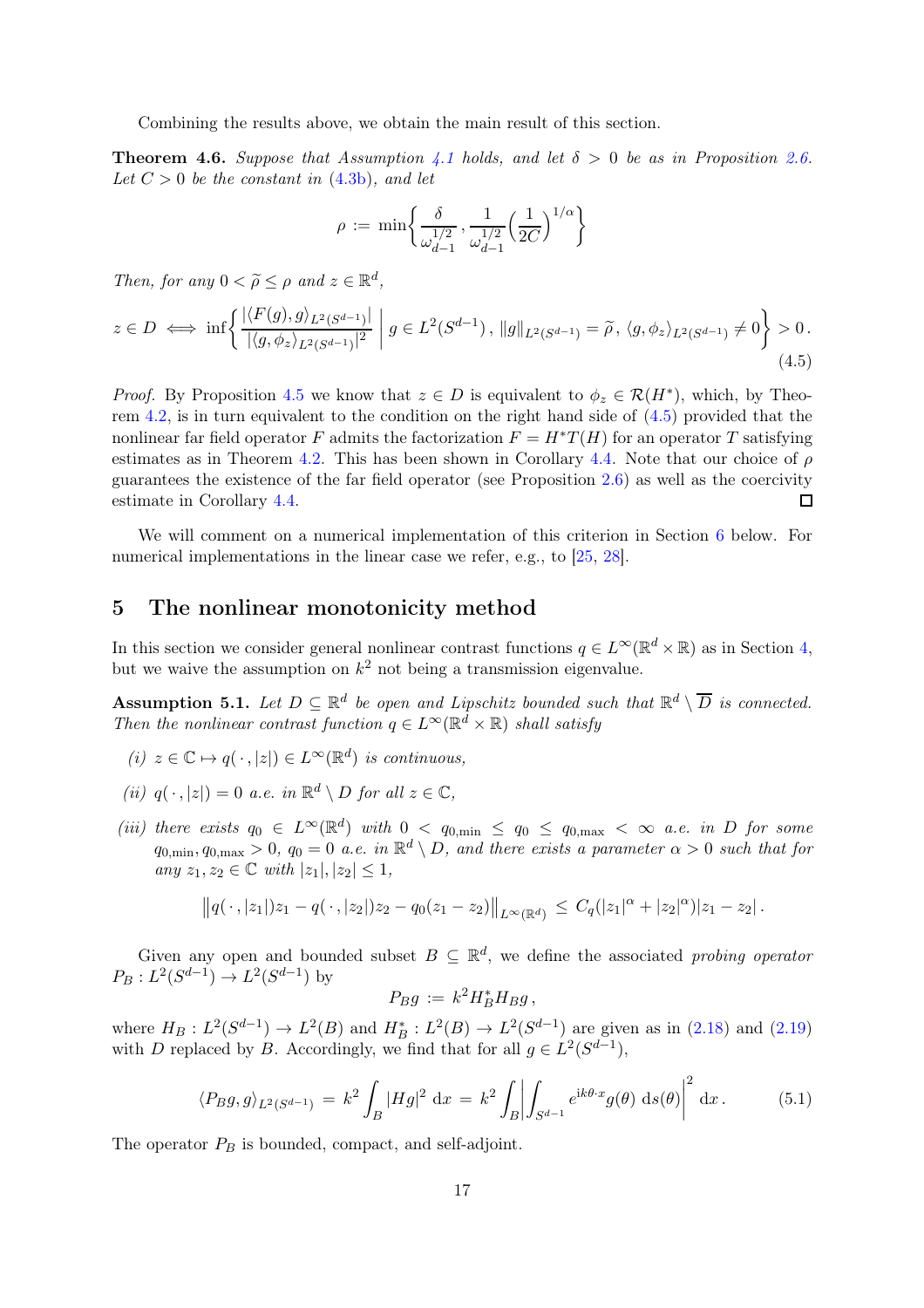Combining the results above, we obtain the main result of this section.

**Theorem 4.6.** *Suppose that Assumption 4.1 holds, and let $\delta > 0$ be as in Proposition 2.6. Let $C > 0$ be the constant in (4.3b), and let*

$$\rho := \min\Big\{ \frac{\delta}{\omega_{d-1}^{1/2}} \,, \frac{1}{\omega_{d-1}^{1/2}} \Big(\frac{1}{2C}\Big)^{1/\alpha} \Big\}$$

*Then, for any $0 < \widetilde{\rho} \leq \rho$ and $z \in \mathbb{R}^d$,*

$$z \in D \iff \inf\Big\{ \frac{|\langle F(g), g\rangle_{L^2(S^{d-1})}|}{|\langle g, \phi_z\rangle_{L^2(S^{d-1})}|^2} \;\Big|\; g \in L^2(S^{d-1})\,,\, \|g\|_{L^2(S^{d-1})} = \widetilde{\rho}\,,\, \langle g, \phi_z\rangle_{L^2(S^{d-1})} \neq 0 \Big\} > 0\,. \tag{4.5}$$

*Proof.* By Proposition 4.5 we know that $z \in D$ is equivalent to $\phi_z \in \mathcal{R}(H^*)$, which, by Theorem 4.2, is in turn equivalent to the condition on the right hand side of (4.5) provided that the nonlinear far field operator $F$ admits the factorization $F = H^*T(H)$ for an operator $T$ satisfying estimates as in Theorem 4.2. This has been shown in Corollary 4.4. Note that our choice of $\rho$ guarantees the existence of the far field operator (see Proposition 2.6) as well as the coercivity estimate in Corollary 4.4. □

We will comment on a numerical implementation of this criterion in Section 6 below. For numerical implementations in the linear case we refer, e.g., to [25, 28].

## 5 The nonlinear monotonicity method

In this section we consider general nonlinear contrast functions $q \in L^\infty(\mathbb{R}^d \times \mathbb{R})$ as in Section 4, but we waive the assumption on $k^2$ not being a transmission eigenvalue.

**Assumption 5.1.** *Let $D \subseteq \mathbb{R}^d$ be open and Lipschitz bounded such that $\mathbb{R}^d \setminus \overline{D}$ is connected. Then the nonlinear contrast function $q \in L^\infty(\mathbb{R}^d \times \mathbb{R})$ shall satisfy*

*(i) $z \in \mathbb{C} \mapsto q(\,\cdot\,, |z|) \in L^\infty(\mathbb{R}^d)$ is continuous,*

*(ii) $q(\,\cdot\,, |z|) = 0$ a.e. in $\mathbb{R}^d \setminus D$ for all $z \in \mathbb{C}$,*

*(iii) there exists $q_0 \in L^\infty(\mathbb{R}^d)$ with $0 < q_{0,\min} \leq q_0 \leq q_{0,\max} < \infty$ a.e. in $D$ for some $q_{0,\min}, q_{0,\max} > 0$, $q_0 = 0$ a.e. in $\mathbb{R}^d \setminus D$, and there exists a parameter $\alpha > 0$ such that for any $z_1, z_2 \in \mathbb{C}$ with $|z_1|, |z_2| \leq 1$,*

$$\big\| q(\,\cdot\,, |z_1|)z_1 - q(\,\cdot\,, |z_2|)z_2 - q_0(z_1 - z_2)\big\|_{L^\infty(\mathbb{R}^d)} \leq C_q(|z_1|^\alpha + |z_2|^\alpha)|z_1 - z_2|\,.$$

Given any open and bounded subset $B \subseteq \mathbb{R}^d$, we define the associated *probing operator* $P_B : L^2(S^{d-1}) \to L^2(S^{d-1})$ by

$$P_B g := k^2 H_B^* H_B g\,,$$

where $H_B : L^2(S^{d-1}) \to L^2(B)$ and $H_B^* : L^2(B) \to L^2(S^{d-1})$ are given as in (2.18) and (2.19) with $D$ replaced by $B$. Accordingly, we find that for all $g \in L^2(S^{d-1})$,

$$\langle P_B g, g\rangle_{L^2(S^{d-1})} = k^2 \int_B |Hg|^2 \,\mathrm{d}x = k^2 \int_B \Big| \int_{S^{d-1}} e^{\mathrm{i}k\theta\cdot x} g(\theta)\,\mathrm{d}s(\theta)\Big|^2 \,\mathrm{d}x\,. \tag{5.1}$$

The operator $P_B$ is bounded, compact, and self-adjoint.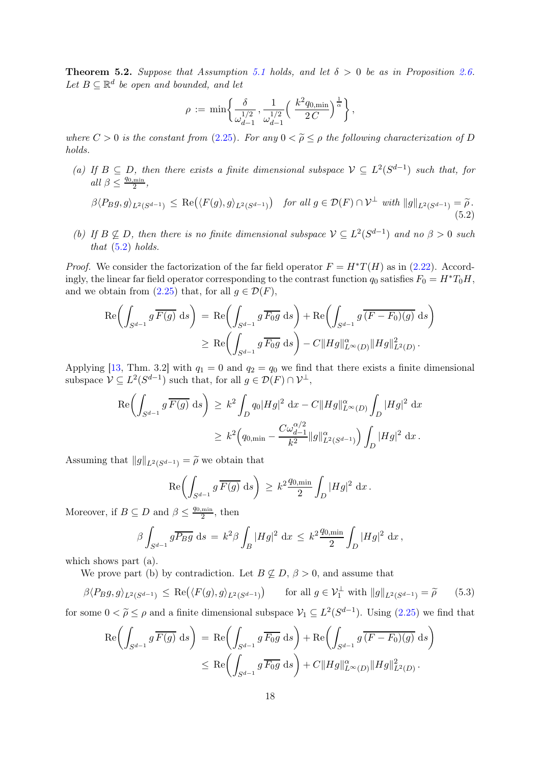**Theorem 5.2.** *Suppose that Assumption 5.1 holds, and let $\delta > 0$ be as in Proposition 2.6. Let $B \subseteq \mathbb{R}^d$ be open and bounded, and let*

$$\rho := \min\Big\{ \frac{\delta}{\omega_{d-1}^{1/2}} , \frac{1}{\omega_{d-1}^{1/2}} \Big( \frac{k^2 q_{0,\min}}{2\,C} \Big)^{\frac{1}{\alpha}} \Big\} ,$$

*where $C > 0$ is the constant from (2.25). For any $0 < \widetilde{\rho} \leq \rho$ the following characterization of $D$ holds.*

*(a) If $B \subseteq D$, then there exists a finite dimensional subspace $\mathcal{V} \subseteq L^2(S^{d-1})$ such that, for all $\beta \leq \frac{q_{0,\min}}{2}$,*

$$\beta \langle P_B g, g\rangle_{L^2(S^{d-1})} \,\leq\, \mathrm{Re}\big(\langle F(g), g\rangle_{L^2(S^{d-1})}\big) \quad \text{for all } g \in \mathcal{D}(F) \cap \mathcal{V}^{\perp} \text{ with } \|g\|_{L^2(S^{d-1})} = \widetilde{\rho}. \tag{5.2}$$

*(b) If $B \not\subseteq D$, then there is no finite dimensional subspace $\mathcal{V} \subseteq L^2(S^{d-1})$ and no $\beta > 0$ such that (5.2) holds.*

*Proof.* We consider the factorization of the far field operator $F = H^* T(H)$ as in (2.22). Accordingly, the linear far field operator corresponding to the contrast function $q_0$ satisfies $F_0 = H^* T_0 H$, and we obtain from (2.25) that, for all $g \in \mathcal{D}(F)$,

$$\begin{aligned}
\mathrm{Re}\Big( \int_{S^{d-1}} g\,\overline{F(g)}\;\mathrm{d}s \Big) \,&=\, \mathrm{Re}\Big( \int_{S^{d-1}} g\,\overline{F_0 g}\;\mathrm{d}s \Big) + \mathrm{Re}\Big( \int_{S^{d-1}} g\,\overline{(F-F_0)(g)}\;\mathrm{d}s \Big)\\
&\geq\, \mathrm{Re}\Big( \int_{S^{d-1}} g\,\overline{F_0 g}\;\mathrm{d}s \Big) - C \|Hg\|_{L^\infty(D)}^{\alpha} \|Hg\|_{L^2(D)}^2 \,.
\end{aligned}$$

Applying [13, Thm. 3.2] with $q_1 = 0$ and $q_2 = q_0$ we find that there exists a finite dimensional subspace $\mathcal{V} \subseteq L^2(S^{d-1})$ such that, for all $g \in \mathcal{D}(F) \cap \mathcal{V}^{\perp}$,

$$\begin{aligned}
\mathrm{Re}\Big( \int_{S^{d-1}} g\,\overline{F(g)}\;\mathrm{d}s \Big) \,&\geq\, k^2 \int_D q_0 |Hg|^2 \;\mathrm{d}x - C \|Hg\|_{L^\infty(D)}^{\alpha} \int_D |Hg|^2 \;\mathrm{d}x\\
&\geq\, k^2 \Big( q_{0,\min} - \frac{C \omega_{d-1}^{\alpha/2}}{k^2} \|g\|_{L^2(S^{d-1})}^{\alpha} \Big) \int_D |Hg|^2 \;\mathrm{d}x \,.
\end{aligned}$$

Assuming that $\|g\|_{L^2(S^{d-1})} = \widetilde{\rho}$ we obtain that

$$\mathrm{Re}\Big( \int_{S^{d-1}} g\,\overline{F(g)}\;\mathrm{d}s \Big) \,\geq\, k^2 \frac{q_{0,\min}}{2} \int_D |Hg|^2 \;\mathrm{d}x \,.$$

Moreover, if $B \subseteq D$ and $\beta \leq \frac{q_{0,\min}}{2}$, then

$$\beta \int_{S^{d-1}} g \overline{P_B g} \;\mathrm{d}s \,=\, k^2 \beta \int_B |Hg|^2 \;\mathrm{d}x \,\leq\, k^2 \frac{q_{0,\min}}{2} \int_D |Hg|^2 \;\mathrm{d}x \,,$$

which shows part (a).

We prove part (b) by contradiction. Let $B \not\subseteq D$, $\beta > 0$, and assume that

$$\beta \langle P_B g, g\rangle_{L^2(S^{d-1})} \,\leq\, \mathrm{Re}\big(\langle F(g), g\rangle_{L^2(S^{d-1})}\big) \qquad \text{for all } g \in \mathcal{V}_1^{\perp} \text{ with } \|g\|_{L^2(S^{d-1})} = \widetilde{\rho} \tag{5.3}$$

for some $0 < \widetilde{\rho} \leq \rho$ and a finite dimensional subspace $\mathcal{V}_1 \subseteq L^2(S^{d-1})$. Using (2.25) we find that

$$\begin{aligned}
\mathrm{Re}\Big( \int_{S^{d-1}} g\,\overline{F(g)}\;\mathrm{d}s \Big) \,&=\, \mathrm{Re}\Big( \int_{S^{d-1}} g\,\overline{F_0 g}\;\mathrm{d}s \Big) + \mathrm{Re}\Big( \int_{S^{d-1}} g\,\overline{(F-F_0)(g)}\;\mathrm{d}s \Big)\\
&\leq\, \mathrm{Re}\Big( \int_{S^{d-1}} g\,\overline{F_0 g}\;\mathrm{d}s \Big) + C \|Hg\|_{L^\infty(D)}^{\alpha} \|Hg\|_{L^2(D)}^2 \,.
\end{aligned}$$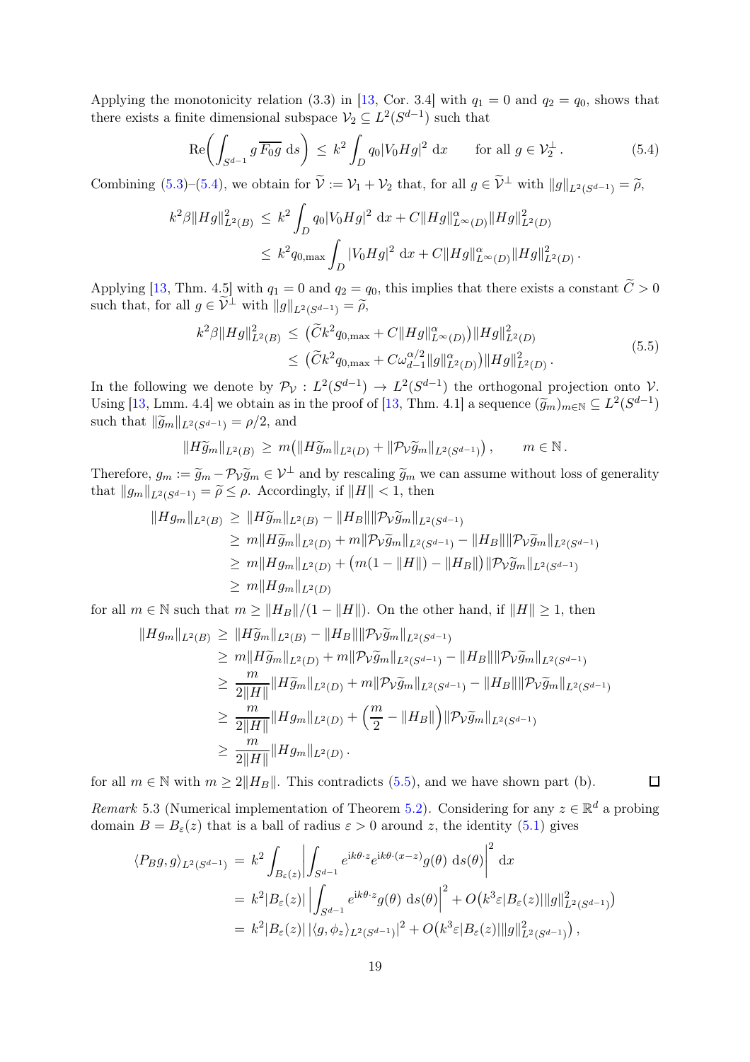Applying the monotonicity relation (3.3) in [13, Cor. 3.4] with $q_1 = 0$ and $q_2 = q_0$, shows that there exists a finite dimensional subspace $\mathcal{V}_2 \subseteq L^2(S^{d-1})$ such that

$$\mathrm{Re}\biggl( \int_{S^{d-1}} g\, \overline{F_0 g} \;\mathrm{d}s \biggr) \;\le\; k^2 \int_D q_0 |V_0 H g|^2 \;\mathrm{d}x \qquad \text{for all } g \in \mathcal{V}_2^\perp\,. \tag{5.4}$$

Combining (5.3)–(5.4), we obtain for $\widetilde{\mathcal{V}} := \mathcal{V}_1 + \mathcal{V}_2$ that, for all $g \in \widetilde{\mathcal{V}}^\perp$ with $\|g\|_{L^2(S^{d-1})} = \widetilde{\rho}$,

$$\begin{aligned} k^2 \beta \|Hg\|_{L^2(B)}^2 \;&\le\; k^2 \int_D q_0 |V_0 H g|^2 \;\mathrm{d}x + C \|Hg\|_{L^\infty(D)}^\alpha \|Hg\|_{L^2(D)}^2 \\ &\le\; k^2 q_{0,\max} \int_D |V_0 H g|^2 \;\mathrm{d}x + C \|Hg\|_{L^\infty(D)}^\alpha \|Hg\|_{L^2(D)}^2 \,. \end{aligned}$$

Applying [13, Thm. 4.5] with $q_1 = 0$ and $q_2 = q_0$, this implies that there exists a constant $\widetilde{C} > 0$ such that, for all $g \in \widetilde{\mathcal{V}}^\perp$ with $\|g\|_{L^2(S^{d-1})} = \widetilde{\rho}$,

$$\begin{aligned} k^2 \beta \|Hg\|_{L^2(B)}^2 \;&\le\; \bigl( \widetilde{C} k^2 q_{0,\max} + C \|Hg\|_{L^\infty(D)}^\alpha \bigr) \|Hg\|_{L^2(D)}^2 \\ &\le\; \bigl( \widetilde{C} k^2 q_{0,\max} + C \omega_{d-1}^{\alpha/2} \|g\|_{L^2(D)}^\alpha \bigr) \|Hg\|_{L^2(D)}^2 \,. \end{aligned} \tag{5.5}$$

In the following we denote by $\mathcal{P}_{\mathcal{V}} : L^2(S^{d-1}) \to L^2(S^{d-1})$ the orthogonal projection onto $\mathcal{V}$. Using [13, Lmm. 4.4] we obtain as in the proof of [13, Thm. 4.1] a sequence $(\widetilde{g}_m)_{m\in\mathbb{N}} \subseteq L^2(S^{d-1})$ such that $\|\widetilde{g}_m\|_{L^2(S^{d-1})} = \rho/2$, and

$$\|H\widetilde{g}_m\|_{L^2(B)} \;\ge\; m\bigl( \|H\widetilde{g}_m\|_{L^2(D)} + \|\mathcal{P}_{\mathcal{V}} \widetilde{g}_m\|_{L^2(S^{d-1})} \bigr) \,, \qquad m \in \mathbb{N}\,.$$

Therefore, $g_m := \widetilde{g}_m - \mathcal{P}_{\mathcal{V}}\widetilde{g}_m \in \mathcal{V}^\perp$ and by rescaling $\widetilde{g}_m$ we can assume without loss of generality that $\|g_m\|_{L^2(S^{d-1})} = \widetilde{\rho} \le \rho$. Accordingly, if $\|H\| < 1$, then

$$\begin{aligned} \|Hg_m\|_{L^2(B)} \;&\ge\; \|H\widetilde{g}_m\|_{L^2(B)} - \|H_B\| \|\mathcal{P}_{\mathcal{V}}\widetilde{g}_m\|_{L^2(S^{d-1})} \\ &\ge\; m\|H\widetilde{g}_m\|_{L^2(D)} + m\|\mathcal{P}_{\mathcal{V}}\widetilde{g}_m\|_{L^2(S^{d-1})} - \|H_B\| \|\mathcal{P}_{\mathcal{V}}\widetilde{g}_m\|_{L^2(S^{d-1})} \\ &\ge\; m\|Hg_m\|_{L^2(D)} + \bigl( m(1 - \|H\|) - \|H_B\| \bigr) \|\mathcal{P}_{\mathcal{V}}\widetilde{g}_m\|_{L^2(S^{d-1})} \\ &\ge\; m\|Hg_m\|_{L^2(D)} \end{aligned}$$

for all $m \in \mathbb{N}$ such that $m \ge \|H_B\|/(1 - \|H\|)$. On the other hand, if $\|H\| \ge 1$, then

$$\begin{aligned} \|Hg_m\|_{L^2(B)} \;&\ge\; \|H\widetilde{g}_m\|_{L^2(B)} - \|H_B\| \|\mathcal{P}_{\mathcal{V}}\widetilde{g}_m\|_{L^2(S^{d-1})} \\ &\ge\; m\|H\widetilde{g}_m\|_{L^2(D)} + m\|\mathcal{P}_{\mathcal{V}}\widetilde{g}_m\|_{L^2(S^{d-1})} - \|H_B\| \|\mathcal{P}_{\mathcal{V}}\widetilde{g}_m\|_{L^2(S^{d-1})} \\ &\ge\; \frac{m}{2\|H\|} \|H\widetilde{g}_m\|_{L^2(D)} + m\|\mathcal{P}_{\mathcal{V}}\widetilde{g}_m\|_{L^2(S^{d-1})} - \|H_B\| \|\mathcal{P}_{\mathcal{V}}\widetilde{g}_m\|_{L^2(S^{d-1})} \\ &\ge\; \frac{m}{2\|H\|} \|Hg_m\|_{L^2(D)} + \Bigl( \frac{m}{2} - \|H_B\| \Bigr) \|\mathcal{P}_{\mathcal{V}}\widetilde{g}_m\|_{L^2(S^{d-1})} \\ &\ge\; \frac{m}{2\|H\|} \|Hg_m\|_{L^2(D)} \,. \end{aligned}$$

for all $m \in \mathbb{N}$ with $m \ge 2\|H_B\|$. This contradicts (5.5), and we have shown part (b). ◻

*Remark* 5.3 (Numerical implementation of Theorem 5.2). Considering for any $z \in \mathbb{R}^d$ a probing domain $B = B_\varepsilon(z)$ that is a ball of radius $\varepsilon > 0$ around $z$, the identity (5.1) gives

$$\begin{aligned} \langle P_B g, g \rangle_{L^2(S^{d-1})} \;&=\; k^2 \int_{B_\varepsilon(z)} \biggl| \int_{S^{d-1}} e^{\mathrm{i}k\theta\cdot z} e^{\mathrm{i}k\theta\cdot(x-z)} g(\theta) \;\mathrm{d}s(\theta) \biggr|^2 \;\mathrm{d}x \\ &=\; k^2 |B_\varepsilon(z)| \,\Bigl| \int_{S^{d-1}} e^{\mathrm{i}k\theta\cdot z} g(\theta) \;\mathrm{d}s(\theta) \Bigr|^2 + O\bigl( k^3 \varepsilon |B_\varepsilon(z)| \|g\|_{L^2(S^{d-1})}^2 \bigr) \\ &=\; k^2 |B_\varepsilon(z)| \,|\langle g, \phi_z \rangle_{L^2(S^{d-1})}|^2 + O\bigl( k^3 \varepsilon |B_\varepsilon(z)| \|g\|_{L^2(S^{d-1})}^2 \bigr) \,, \end{aligned}$$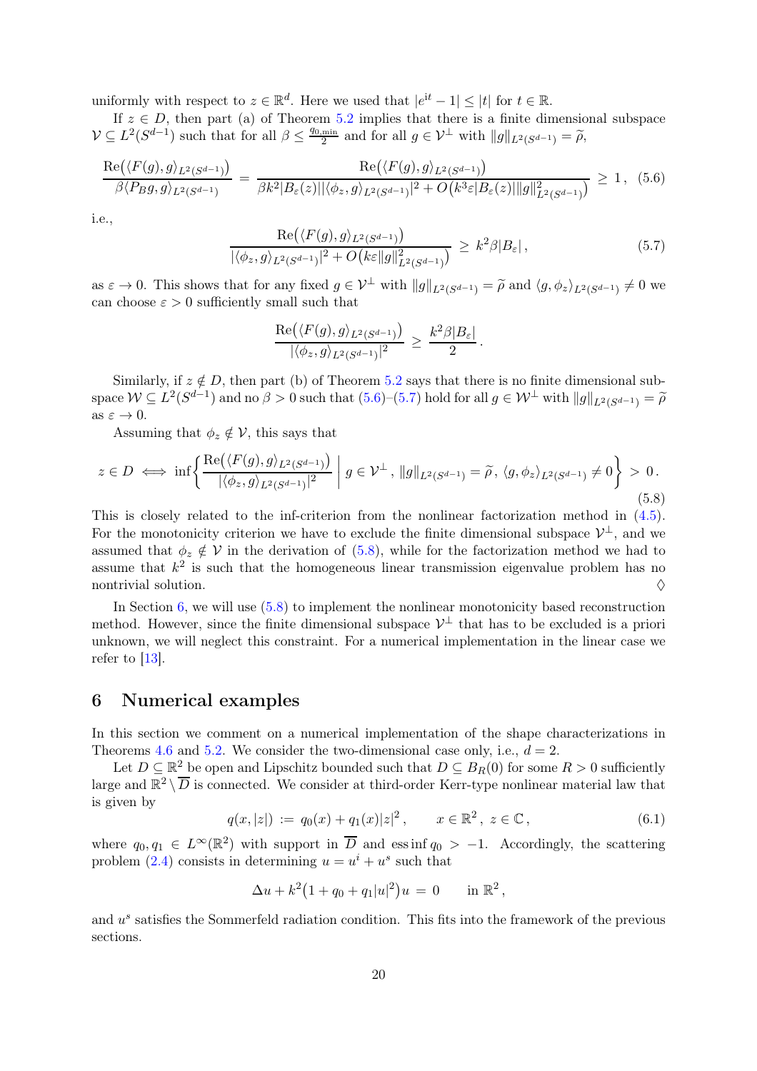uniformly with respect to $z \in \mathbb{R}^d$. Here we used that $|e^{it} - 1| \le |t|$ for $t \in \mathbb{R}$.

If $z \in D$, then part (a) of Theorem 5.2 implies that there is a finite dimensional subspace $\mathcal{V} \subseteq L^2(S^{d-1})$ such that for all $\beta \le \frac{q_{0,\min}}{2}$ and for all $g \in \mathcal{V}^\perp$ with $\|g\|_{L^2(S^{d-1})} = \widetilde{\rho}$,

$$\frac{\mathrm{Re}\big(\langle F(g), g\rangle_{L^2(S^{d-1})}\big)}{\beta \langle P_B g, g\rangle_{L^2(S^{d-1})}} = \frac{\mathrm{Re}\big(\langle F(g), g\rangle_{L^2(S^{d-1})}\big)}{\beta k^2 |B_\varepsilon(z)| |\langle \phi_z, g\rangle_{L^2(S^{d-1})}|^2 + O\big(k^3 \varepsilon |B_\varepsilon(z)| \|g\|^2_{L^2(S^{d-1})}\big)} \ge 1\,, \quad (5.6)$$

i.e.,

$$\frac{\mathrm{Re}\big(\langle F(g), g\rangle_{L^2(S^{d-1})}\big)}{|\langle \phi_z, g\rangle_{L^2(S^{d-1})}|^2 + O\big(k\varepsilon \|g\|^2_{L^2(S^{d-1})}\big)} \ge k^2 \beta |B_\varepsilon|\,, \quad (5.7)$$

as $\varepsilon \to 0$. This shows that for any fixed $g \in \mathcal{V}^\perp$ with $\|g\|_{L^2(S^{d-1})} = \widetilde{\rho}$ and $\langle g, \phi_z\rangle_{L^2(S^{d-1})} \neq 0$ we can choose $\varepsilon > 0$ sufficiently small such that

$$\frac{\mathrm{Re}\big(\langle F(g), g\rangle_{L^2(S^{d-1})}\big)}{|\langle \phi_z, g\rangle_{L^2(S^{d-1})}|^2} \ge \frac{k^2 \beta |B_\varepsilon|}{2}\,.$$

Similarly, if $z \notin D$, then part (b) of Theorem 5.2 says that there is no finite dimensional subspace $\mathcal{W} \subseteq L^2(S^{d-1})$ and no $\beta > 0$ such that (5.6)–(5.7) hold for all $g \in \mathcal{W}^\perp$ with $\|g\|_{L^2(S^{d-1})} = \widetilde{\rho}$ as $\varepsilon \to 0$.

Assuming that $\phi_z \notin \mathcal{V}$, this says that

$$z \in D \iff \inf\left\{ \frac{\mathrm{Re}\big(\langle F(g), g\rangle_{L^2(S^{d-1})}\big)}{|\langle \phi_z, g\rangle_{L^2(S^{d-1})}|^2} \;\Big|\; g \in \mathcal{V}^\perp\,,\ \|g\|_{L^2(S^{d-1})} = \widetilde{\rho}\,,\ \langle g, \phi_z\rangle_{L^2(S^{d-1})} \neq 0 \right\} > 0\,. \quad (5.8)$$

This is closely related to the inf-criterion from the nonlinear factorization method in (4.5). For the monotonicity criterion we have to exclude the finite dimensional subspace $\mathcal{V}^\perp$, and we assumed that $\phi_z \notin \mathcal{V}$ in the derivation of (5.8), while for the factorization method we had to assume that $k^2$ is such that the homogeneous linear transmission eigenvalue problem has no nontrivial solution. $\diamondsuit$

In Section 6, we will use (5.8) to implement the nonlinear monotonicity based reconstruction method. However, since the finite dimensional subspace $\mathcal{V}^\perp$ that has to be excluded is a priori unknown, we will neglect this constraint. For a numerical implementation in the linear case we refer to [13].

# 6 Numerical examples

In this section we comment on a numerical implementation of the shape characterizations in Theorems 4.6 and 5.2. We consider the two-dimensional case only, i.e., $d = 2$.

Let $D \subseteq \mathbb{R}^2$ be open and Lipschitz bounded such that $D \subseteq B_R(0)$ for some $R > 0$ sufficiently large and $\mathbb{R}^2 \setminus \overline{D}$ is connected. We consider at third-order Kerr-type nonlinear material law that is given by

$$q(x, |z|) := q_0(x) + q_1(x)|z|^2\,, \qquad x \in \mathbb{R}^2\,,\ z \in \mathbb{C}\,, \quad (6.1)$$

where $q_0, q_1 \in L^\infty(\mathbb{R}^2)$ with support in $\overline{D}$ and $\operatorname{ess\,inf} q_0 > -1$. Accordingly, the scattering problem (2.4) consists in determining $u = u^i + u^s$ such that

$$\Delta u + k^2\big(1 + q_0 + q_1 |u|^2\big) u = 0 \qquad \text{in } \mathbb{R}^2\,,$$

and $u^s$ satisfies the Sommerfeld radiation condition. This fits into the framework of the previous sections.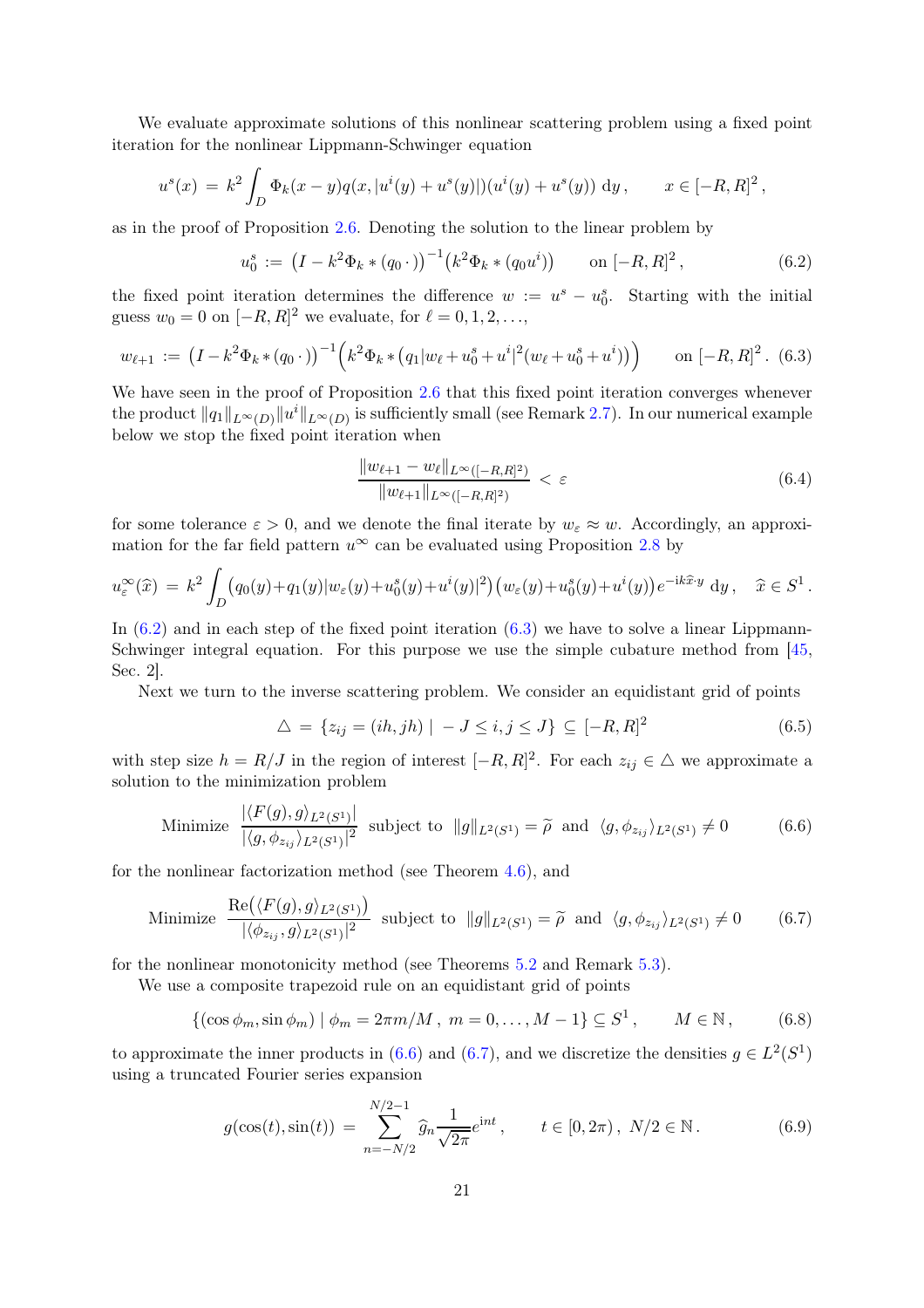We evaluate approximate solutions of this nonlinear scattering problem using a fixed point iteration for the nonlinear Lippmann-Schwinger equation

$$u^s(x) \,=\, k^2 \int_D \Phi_k(x-y) q(x, |u^i(y) + u^s(y)|)(u^i(y) + u^s(y)) \,\mathrm{d}y\,, \qquad x \in [-R,R]^2\,,$$

as in the proof of Proposition 2.6. Denoting the solution to the linear problem by

$$u_0^s \,:=\, \bigl(I - k^2\Phi_k * (q_0\,\cdot)\bigr)^{-1}\bigl(k^2\Phi_k * (q_0 u^i)\bigr) \qquad \text{on } [-R,R]^2\,, \tag{6.2}$$

the fixed point iteration determines the difference $w := u^s - u_0^s$. Starting with the initial guess $w_0 = 0$ on $[-R,R]^2$ we evaluate, for $\ell = 0,1,2,\ldots,$

$$w_{\ell+1} \,:=\, \bigl(I - k^2\Phi_k * (q_0\,\cdot)\bigr)^{-1}\Bigl(k^2\Phi_k * \bigl(q_1|w_\ell + u_0^s + u^i|^2(w_\ell + u_0^s + u^i)\bigr)\Bigr) \qquad \text{on } [-R,R]^2\,. \tag{6.3}$$

We have seen in the proof of Proposition 2.6 that this fixed point iteration converges whenever the product $\|q_1\|_{L^\infty(D)}\|u^i\|_{L^\infty(D)}$ is sufficiently small (see Remark 2.7). In our numerical example below we stop the fixed point iteration when

$$\frac{\|w_{\ell+1} - w_\ell\|_{L^\infty([-R,R]^2)}}{\|w_{\ell+1}\|_{L^\infty([-R,R]^2)}} \,<\, \varepsilon \tag{6.4}$$

for some tolerance $\varepsilon > 0$, and we denote the final iterate by $w_\varepsilon \approx w$. Accordingly, an approximation for the far field pattern $u^\infty$ can be evaluated using Proposition 2.8 by

$$u_\varepsilon^\infty(\widehat{x}) \,=\, k^2 \int_D \bigl(q_0(y) + q_1(y)|w_\varepsilon(y) + u_0^s(y) + u^i(y)|^2\bigr)\bigl(w_\varepsilon(y) + u_0^s(y) + u^i(y)\bigr)e^{-\mathrm{i}k\widehat{x}\cdot y}\,\mathrm{d}y\,, \quad \widehat{x} \in S^1\,.$$

In (6.2) and in each step of the fixed point iteration (6.3) we have to solve a linear Lippmann-Schwinger integral equation. For this purpose we use the simple cubature method from [45, Sec. 2].

Next we turn to the inverse scattering problem. We consider an equidistant grid of points

$$\triangle \,=\, \{z_{ij} = (ih, jh) \mid -J \leq i,j \leq J\} \,\subseteq\, [-R,R]^2 \tag{6.5}$$

with step size $h = R/J$ in the region of interest $[-R,R]^2$. For each $z_{ij} \in \triangle$ we approximate a solution to the minimization problem

$$\text{Minimize} \;\; \frac{|\langle F(g), g\rangle_{L^2(S^1)}|}{|\langle g, \phi_{z_{ij}}\rangle_{L^2(S^1)}|^2} \;\; \text{subject to} \;\; \|g\|_{L^2(S^1)} = \widetilde{\rho} \;\; \text{and} \;\; \langle g, \phi_{z_{ij}}\rangle_{L^2(S^1)} \neq 0 \tag{6.6}$$

for the nonlinear factorization method (see Theorem 4.6), and

$$\text{Minimize} \;\; \frac{\mathrm{Re}\bigl(\langle F(g), g\rangle_{L^2(S^1)}\bigr)}{|\langle \phi_{z_{ij}}, g\rangle_{L^2(S^1)}|^2} \;\; \text{subject to} \;\; \|g\|_{L^2(S^1)} = \widetilde{\rho} \;\; \text{and} \;\; \langle g, \phi_{z_{ij}}\rangle_{L^2(S^1)} \neq 0 \tag{6.7}$$

for the nonlinear monotonicity method (see Theorems 5.2 and Remark 5.3).

We use a composite trapezoid rule on an equidistant grid of points

$$\{(\cos\phi_m, \sin\phi_m) \mid \phi_m = 2\pi m/M\,,\; m = 0,\ldots,M-1\} \subseteq S^1\,, \qquad M \in \mathbb{N}\,, \tag{6.8}$$

to approximate the inner products in (6.6) and (6.7), and we discretize the densities $g \in L^2(S^1)$ using a truncated Fourier series expansion

$$g(\cos(t), \sin(t)) \,=\, \sum_{n=-N/2}^{N/2-1} \widehat{g}_n \frac{1}{\sqrt{2\pi}} e^{\mathrm{i}nt}\,, \qquad t \in [0, 2\pi)\,,\; N/2 \in \mathbb{N}\,. \tag{6.9}$$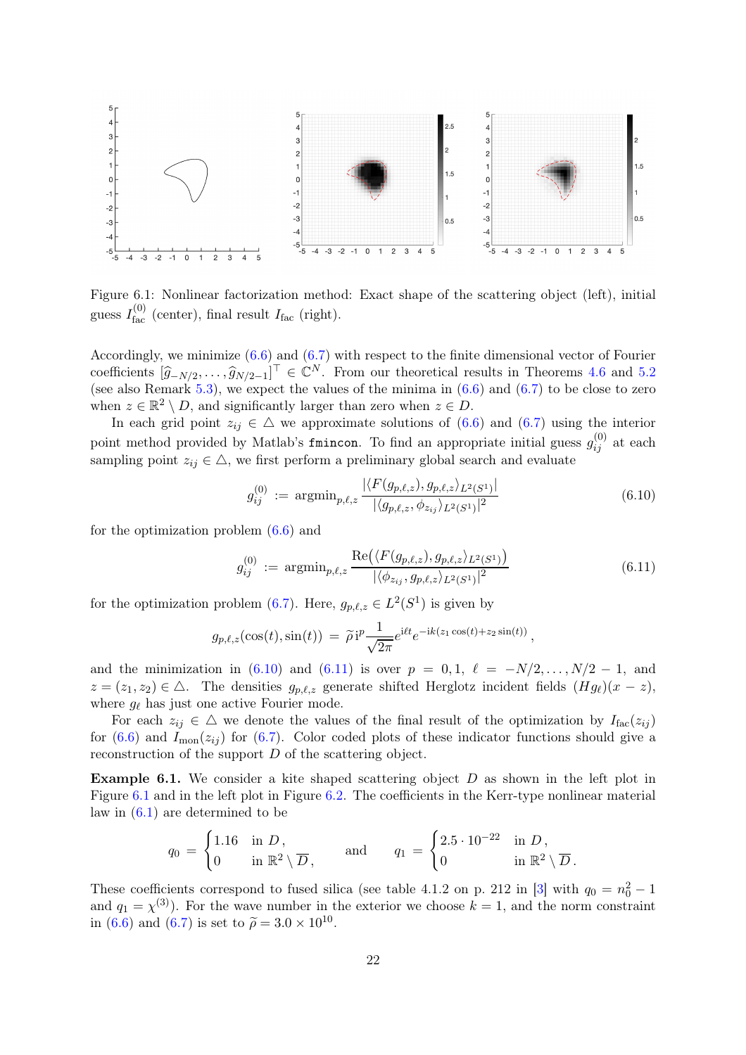Figure 6.1: Nonlinear factorization method: Exact shape of the scattering object (left), initial guess $I_{\rm fac}^{(0)}$ (center), final result $I_{\rm fac}$ (right).

Accordingly, we minimize (6.6) and (6.7) with respect to the finite dimensional vector of Fourier coefficients $[\widehat{g}_{-N/2}, \dots, \widehat{g}_{N/2-1}]^\top \in \mathbb{C}^N$. From our theoretical results in Theorems 4.6 and 5.2 (see also Remark 5.3), we expect the values of the minima in (6.6) and (6.7) to be close to zero when $z \in \mathbb{R}^2 \setminus D$, and significantly larger than zero when $z \in D$.

In each grid point $z_{ij} \in \triangle$ we approximate solutions of (6.6) and (6.7) using the interior point method provided by Matlab's `fmincon`. To find an appropriate initial guess $g_{ij}^{(0)}$ at each sampling point $z_{ij} \in \triangle$, we first perform a preliminary global search and evaluate

$$g_{ij}^{(0)} \;:=\; \operatorname{argmin}_{p,\ell,z} \frac{|\langle F(g_{p,\ell,z}), g_{p,\ell,z}\rangle_{L^2(S^1)}|}{|\langle g_{p,\ell,z}, \phi_{z_{ij}}\rangle_{L^2(S^1)}|^2} \tag{6.10}$$

for the optimization problem (6.6) and

$$g_{ij}^{(0)} \;:=\; \operatorname{argmin}_{p,\ell,z} \frac{\operatorname{Re}\big(\langle F(g_{p,\ell,z}), g_{p,\ell,z}\rangle_{L^2(S^1)}\big)}{|\langle \phi_{z_{ij}}, g_{p,\ell,z}\rangle_{L^2(S^1)}|^2} \tag{6.11}$$

for the optimization problem (6.7). Here, $g_{p,\ell,z} \in L^2(S^1)$ is given by

$$g_{p,\ell,z}(\cos(t), \sin(t)) \;=\; \widetilde{\rho}\, \mathrm{i}^p \frac{1}{\sqrt{2\pi}} e^{\mathrm{i}\ell t} e^{-\mathrm{i}k(z_1\cos(t)+z_2\sin(t))}\,,$$

and the minimization in (6.10) and (6.11) is over $p = 0, 1$, $\ell = -N/2, \dots, N/2-1$, and $z = (z_1, z_2) \in \triangle$. The densities $g_{p,\ell,z}$ generate shifted Herglotz incident fields $(Hg_\ell)(x - z)$, where $g_\ell$ has just one active Fourier mode.

For each $z_{ij} \in \triangle$ we denote the values of the final result of the optimization by $I_{\rm fac}(z_{ij})$ for (6.6) and $I_{\rm mon}(z_{ij})$ for (6.7). Color coded plots of these indicator functions should give a reconstruction of the support $D$ of the scattering object.

**Example 6.1.** We consider a kite shaped scattering object $D$ as shown in the left plot in Figure 6.1 and in the left plot in Figure 6.2. The coefficients in the Kerr-type nonlinear material law in (6.1) are determined to be

$$q_0 \;=\; \begin{cases} 1.16 & \text{in } D\,,\\ 0 & \text{in } \mathbb{R}^2 \setminus \overline{D}\,, \end{cases} \qquad \text{and} \qquad q_1 \;=\; \begin{cases} 2.5 \cdot 10^{-22} & \text{in } D\,,\\ 0 & \text{in } \mathbb{R}^2 \setminus \overline{D}\,. \end{cases}$$

These coefficients correspond to fused silica (see table 4.1.2 on p. 212 in [3] with $q_0 = n_0^2 - 1$ and $q_1 = \chi^{(3)}$). For the wave number in the exterior we choose $k = 1$, and the norm constraint in (6.6) and (6.7) is set to $\widetilde{\rho} = 3.0 \times 10^{10}$.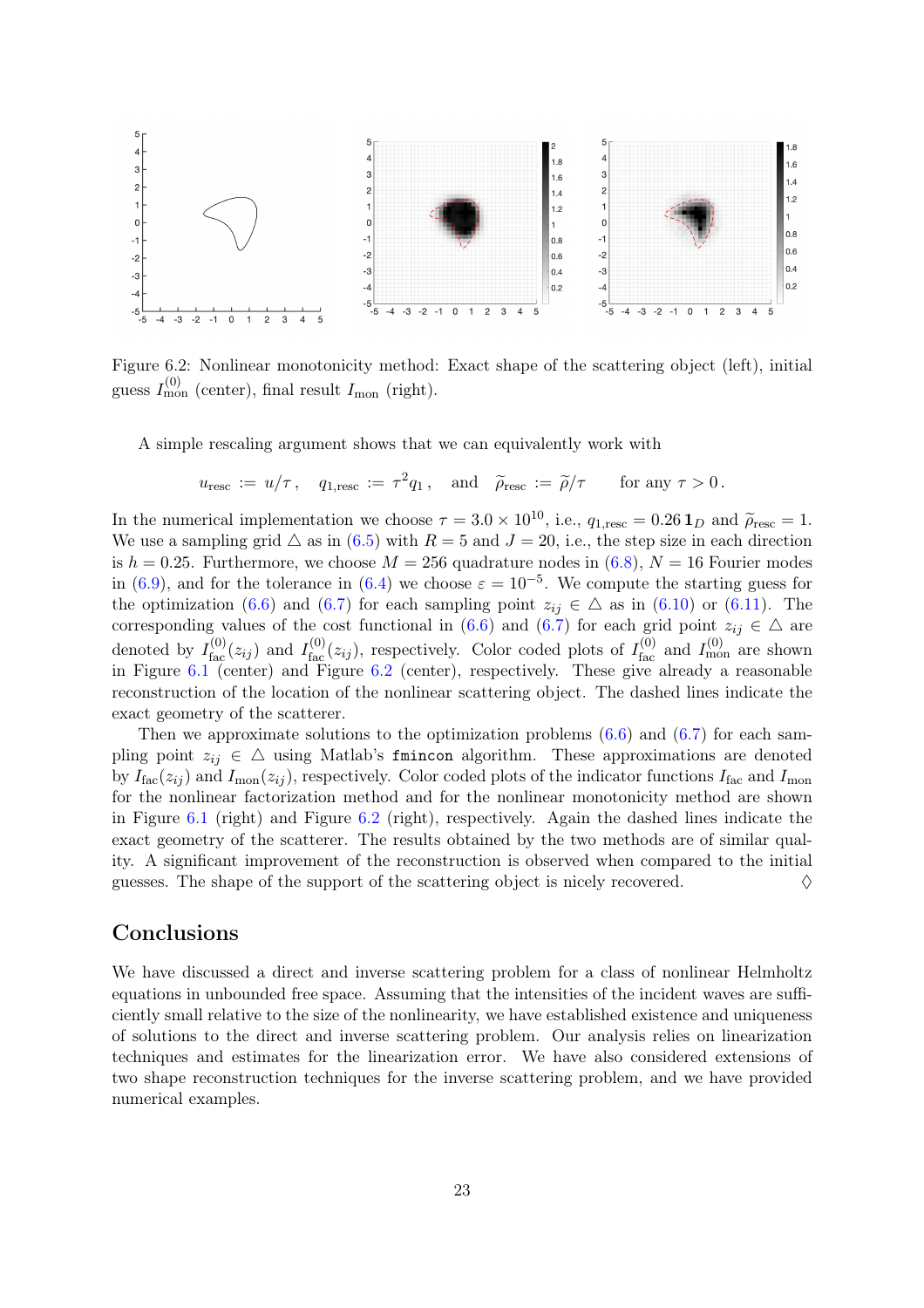Figure 6.2: Nonlinear monotonicity method: Exact shape of the scattering object (left), initial guess $I_{\mathrm{mon}}^{(0)}$ (center), final result $I_{\mathrm{mon}}$ (right).

A simple rescaling argument shows that we can equivalently work with

$$u_{\mathrm{resc}} := u/\tau\,, \quad q_{1,\mathrm{resc}} := \tau^2 q_1\,, \quad \text{and} \quad \widetilde{\rho}_{\mathrm{resc}} := \widetilde{\rho}/\tau \qquad \text{for any } \tau > 0\,.$$

In the numerical implementation we choose $\tau = 3.0 \times 10^{10}$, i.e., $q_{1,\mathrm{resc}} = 0.26\,\mathbf{1}_D$ and $\widetilde{\rho}_{\mathrm{resc}} = 1$. We use a sampling grid $\triangle$ as in (6.5) with $R = 5$ and $J = 20$, i.e., the step size in each direction is $h = 0.25$. Furthermore, we choose $M = 256$ quadrature nodes in (6.8), $N = 16$ Fourier modes in (6.9), and for the tolerance in (6.4) we choose $\varepsilon = 10^{-5}$. We compute the starting guess for the optimization (6.6) and (6.7) for each sampling point $z_{ij} \in \triangle$ as in (6.10) or (6.11). The corresponding values of the cost functional in (6.6) and (6.7) for each grid point $z_{ij} \in \triangle$ are denoted by $I_{\mathrm{fac}}^{(0)}(z_{ij})$ and $I_{\mathrm{fac}}^{(0)}(z_{ij})$, respectively. Color coded plots of $I_{\mathrm{fac}}^{(0)}$ and $I_{\mathrm{mon}}^{(0)}$ are shown in Figure 6.1 (center) and Figure 6.2 (center), respectively. These give already a reasonable reconstruction of the location of the nonlinear scattering object. The dashed lines indicate the exact geometry of the scatterer.

Then we approximate solutions to the optimization problems (6.6) and (6.7) for each sampling point $z_{ij} \in \triangle$ using Matlab's `fmincon` algorithm. These approximations are denoted by $I_{\mathrm{fac}}(z_{ij})$ and $I_{\mathrm{mon}}(z_{ij})$, respectively. Color coded plots of the indicator functions $I_{\mathrm{fac}}$ and $I_{\mathrm{mon}}$ for the nonlinear factorization method and for the nonlinear monotonicity method are shown in Figure 6.1 (right) and Figure 6.2 (right), respectively. Again the dashed lines indicate the exact geometry of the scatterer. The results obtained by the two methods are of similar quality. A significant improvement of the reconstruction is observed when compared to the initial guesses. The shape of the support of the scattering object is nicely recovered. ◊

## Conclusions

We have discussed a direct and inverse scattering problem for a class of nonlinear Helmholtz equations in unbounded free space. Assuming that the intensities of the incident waves are sufficiently small relative to the size of the nonlinearity, we have established existence and uniqueness of solutions to the direct and inverse scattering problem. Our analysis relies on linearization techniques and estimates for the linearization error. We have also considered extensions of two shape reconstruction techniques for the inverse scattering problem, and we have provided numerical examples.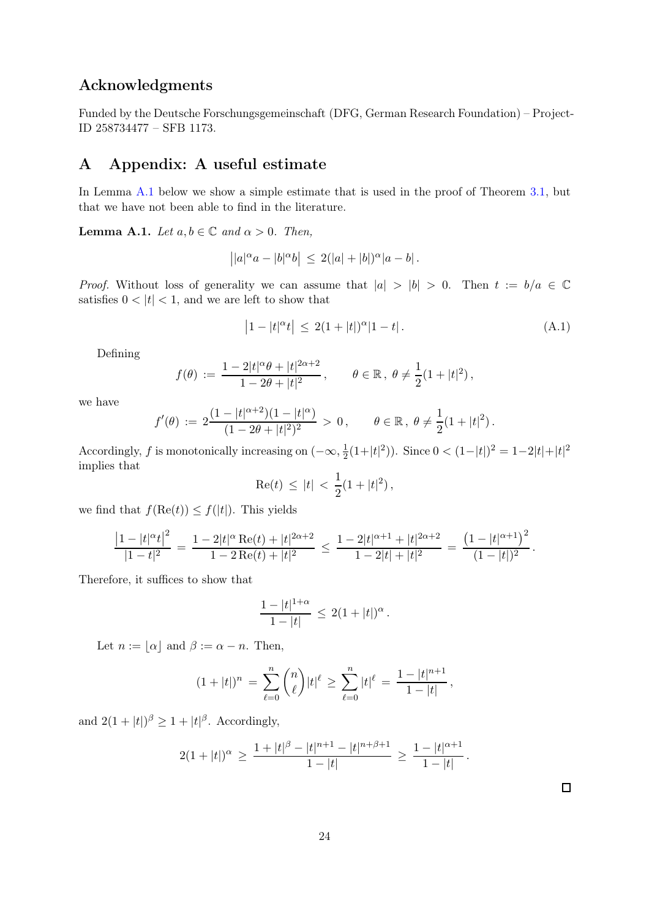## Acknowledgments

Funded by the Deutsche Forschungsgemeinschaft (DFG, German Research Foundation) – Project-ID 258734477 – SFB 1173.

## A Appendix: A useful estimate

In Lemma A.1 below we show a simple estimate that is used in the proof of Theorem 3.1, but that we have not been able to find in the literature.

**Lemma A.1.** *Let $a, b \in \mathbb{C}$ and $\alpha > 0$. Then,*

$$\big||a|^\alpha a - |b|^\alpha b\big| \;\leq\; 2(|a| + |b|)^\alpha |a - b|\,.$$

*Proof.* Without loss of generality we can assume that $|a| > |b| > 0$. Then $t := b/a \in \mathbb{C}$ satisfies $0 < |t| < 1$, and we are left to show that

$$\big|1 - |t|^\alpha t\big| \;\leq\; 2(1 + |t|)^\alpha |1 - t|\,. \tag{A.1}$$

Defining

$$f(\theta) \;:=\; \frac{1 - 2|t|^\alpha \theta + |t|^{2\alpha+2}}{1 - 2\theta + |t|^2}\,, \qquad \theta \in \mathbb{R}\,,\; \theta \neq \frac{1}{2}(1 + |t|^2)\,,$$

we have

$$f'(\theta) \;:=\; 2\frac{(1 - |t|^{\alpha+2})(1 - |t|^\alpha)}{(1 - 2\theta + |t|^2)^2} \;>\; 0\,, \qquad \theta \in \mathbb{R}\,,\; \theta \neq \frac{1}{2}(1 + |t|^2)\,.$$

Accordingly, $f$ is monotonically increasing on $(-\infty, \frac{1}{2}(1+|t|^2))$. Since $0 < (1-|t|)^2 = 1-2|t|+|t|^2$ implies that

$$\mathrm{Re}(t) \;\leq\; |t| \;<\; \frac{1}{2}(1 + |t|^2)\,,$$

we find that $f(\mathrm{Re}(t)) \leq f(|t|)$. This yields

$$\frac{\big|1 - |t|^\alpha t\big|^2}{|1 - t|^2} \;=\; \frac{1 - 2|t|^\alpha\,\mathrm{Re}(t) + |t|^{2\alpha+2}}{1 - 2\,\mathrm{Re}(t) + |t|^2} \;\leq\; \frac{1 - 2|t|^{\alpha+1} + |t|^{2\alpha+2}}{1 - 2|t| + |t|^2} \;=\; \frac{\big(1 - |t|^{\alpha+1}\big)^2}{(1 - |t|)^2}\,.$$

Therefore, it suffices to show that

$$\frac{1 - |t|^{1+\alpha}}{1 - |t|} \;\leq\; 2(1 + |t|)^\alpha\,.$$

Let $n := \lfloor \alpha \rfloor$ and $\beta := \alpha - n$. Then,

$$(1 + |t|)^n \;=\; \sum_{\ell=0}^{n} \binom{n}{\ell} |t|^\ell \;\geq\; \sum_{\ell=0}^{n} |t|^\ell \;=\; \frac{1 - |t|^{n+1}}{1 - |t|}\,,$$

and $2(1 + |t|)^\beta \geq 1 + |t|^\beta$. Accordingly,

$$2(1 + |t|)^\alpha \;\geq\; \frac{1 + |t|^\beta - |t|^{n+1} - |t|^{n+\beta+1}}{1 - |t|} \;\geq\; \frac{1 - |t|^{\alpha+1}}{1 - |t|}\,.$$

$\square$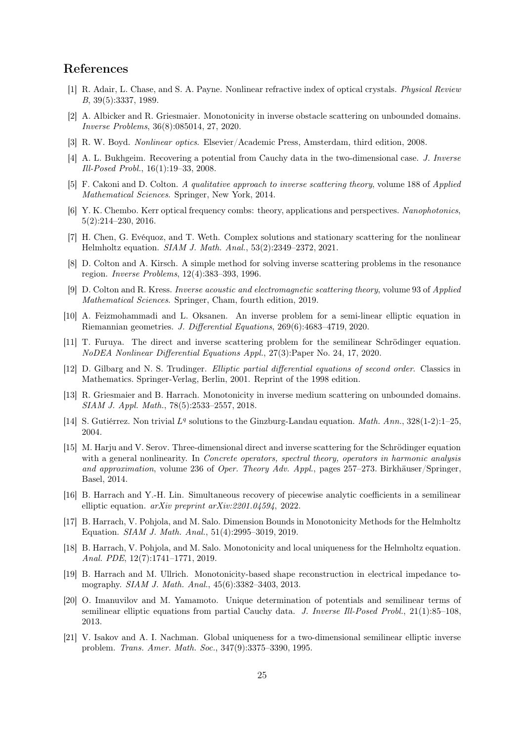# References

[1] R. Adair, L. Chase, and S. A. Payne. Nonlinear refractive index of optical crystals. *Physical Review B*, 39(5):3337, 1989.

[2] A. Albicker and R. Griesmaier. Monotonicity in inverse obstacle scattering on unbounded domains. *Inverse Problems*, 36(8):085014, 27, 2020.

[3] R. W. Boyd. *Nonlinear optics*. Elsevier/Academic Press, Amsterdam, third edition, 2008.

[4] A. L. Bukhgeim. Recovering a potential from Cauchy data in the two-dimensional case. *J. Inverse Ill-Posed Probl.*, 16(1):19–33, 2008.

[5] F. Cakoni and D. Colton. *A qualitative approach to inverse scattering theory*, volume 188 of *Applied Mathematical Sciences*. Springer, New York, 2014.

[6] Y. K. Chembo. Kerr optical frequency combs: theory, applications and perspectives. *Nanophotonics*, 5(2):214–230, 2016.

[7] H. Chen, G. Evéquoz, and T. Weth. Complex solutions and stationary scattering for the nonlinear Helmholtz equation. *SIAM J. Math. Anal.*, 53(2):2349–2372, 2021.

[8] D. Colton and A. Kirsch. A simple method for solving inverse scattering problems in the resonance region. *Inverse Problems*, 12(4):383–393, 1996.

[9] D. Colton and R. Kress. *Inverse acoustic and electromagnetic scattering theory*, volume 93 of *Applied Mathematical Sciences*. Springer, Cham, fourth edition, 2019.

[10] A. Feizmohammadi and L. Oksanen. An inverse problem for a semi-linear elliptic equation in Riemannian geometries. *J. Differential Equations*, 269(6):4683–4719, 2020.

[11] T. Furuya. The direct and inverse scattering problem for the semilinear Schrödinger equation. *NoDEA Nonlinear Differential Equations Appl.*, 27(3):Paper No. 24, 17, 2020.

[12] D. Gilbarg and N. S. Trudinger. *Elliptic partial differential equations of second order*. Classics in Mathematics. Springer-Verlag, Berlin, 2001. Reprint of the 1998 edition.

[13] R. Griesmaier and B. Harrach. Monotonicity in inverse medium scattering on unbounded domains. *SIAM J. Appl. Math.*, 78(5):2533–2557, 2018.

[14] S. Gutiérrez. Non trivial $L^q$ solutions to the Ginzburg-Landau equation. *Math. Ann.*, 328(1-2):1–25, 2004.

[15] M. Harju and V. Serov. Three-dimensional direct and inverse scattering for the Schrödinger equation with a general nonlinearity. In *Concrete operators, spectral theory, operators in harmonic analysis and approximation*, volume 236 of *Oper. Theory Adv. Appl.*, pages 257–273. Birkhäuser/Springer, Basel, 2014.

[16] B. Harrach and Y.-H. Lin. Simultaneous recovery of piecewise analytic coefficients in a semilinear elliptic equation. *arXiv preprint arXiv:2201.04594*, 2022.

[17] B. Harrach, V. Pohjola, and M. Salo. Dimension Bounds in Monotonicity Methods for the Helmholtz Equation. *SIAM J. Math. Anal.*, 51(4):2995–3019, 2019.

[18] B. Harrach, V. Pohjola, and M. Salo. Monotonicity and local uniqueness for the Helmholtz equation. *Anal. PDE*, 12(7):1741–1771, 2019.

[19] B. Harrach and M. Ullrich. Monotonicity-based shape reconstruction in electrical impedance tomography. *SIAM J. Math. Anal.*, 45(6):3382–3403, 2013.

[20] O. Imanuvilov and M. Yamamoto. Unique determination of potentials and semilinear terms of semilinear elliptic equations from partial Cauchy data. *J. Inverse Ill-Posed Probl.*, 21(1):85–108, 2013.

[21] V. Isakov and A. I. Nachman. Global uniqueness for a two-dimensional semilinear elliptic inverse problem. *Trans. Amer. Math. Soc.*, 347(9):3375–3390, 1995.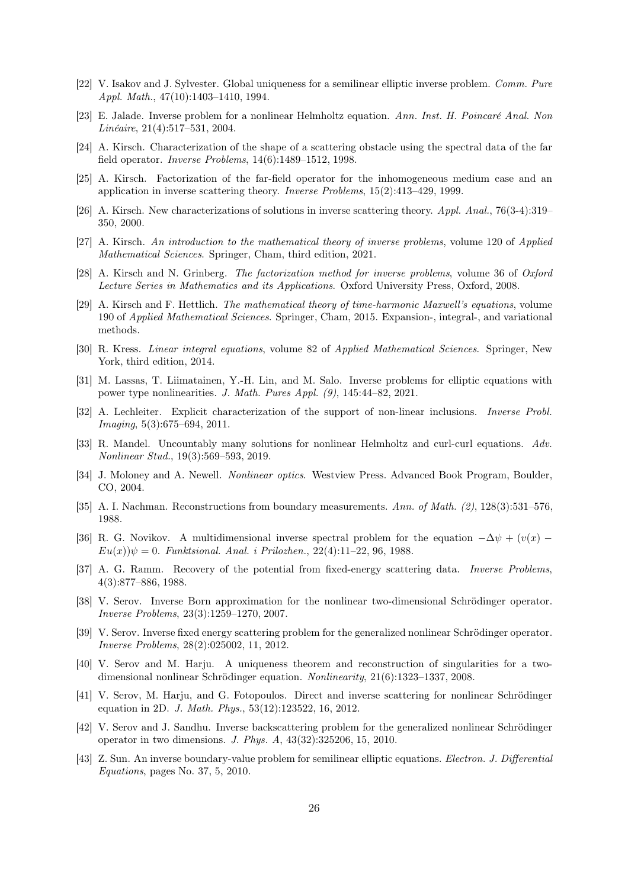[22] V. Isakov and J. Sylvester. Global uniqueness for a semilinear elliptic inverse problem. *Comm. Pure Appl. Math.*, 47(10):1403–1410, 1994.

[23] E. Jalade. Inverse problem for a nonlinear Helmholtz equation. *Ann. Inst. H. Poincaré Anal. Non Linéaire*, 21(4):517–531, 2004.

[24] A. Kirsch. Characterization of the shape of a scattering obstacle using the spectral data of the far field operator. *Inverse Problems*, 14(6):1489–1512, 1998.

[25] A. Kirsch. Factorization of the far-field operator for the inhomogeneous medium case and an application in inverse scattering theory. *Inverse Problems*, 15(2):413–429, 1999.

[26] A. Kirsch. New characterizations of solutions in inverse scattering theory. *Appl. Anal.*, 76(3-4):319–350, 2000.

[27] A. Kirsch. *An introduction to the mathematical theory of inverse problems*, volume 120 of *Applied Mathematical Sciences*. Springer, Cham, third edition, 2021.

[28] A. Kirsch and N. Grinberg. *The factorization method for inverse problems*, volume 36 of *Oxford Lecture Series in Mathematics and its Applications*. Oxford University Press, Oxford, 2008.

[29] A. Kirsch and F. Hettlich. *The mathematical theory of time-harmonic Maxwell's equations*, volume 190 of *Applied Mathematical Sciences*. Springer, Cham, 2015. Expansion-, integral-, and variational methods.

[30] R. Kress. *Linear integral equations*, volume 82 of *Applied Mathematical Sciences*. Springer, New York, third edition, 2014.

[31] M. Lassas, T. Liimatainen, Y.-H. Lin, and M. Salo. Inverse problems for elliptic equations with power type nonlinearities. *J. Math. Pures Appl. (9)*, 145:44–82, 2021.

[32] A. Lechleiter. Explicit characterization of the support of non-linear inclusions. *Inverse Probl. Imaging*, 5(3):675–694, 2011.

[33] R. Mandel. Uncountably many solutions for nonlinear Helmholtz and curl-curl equations. *Adv. Nonlinear Stud.*, 19(3):569–593, 2019.

[34] J. Moloney and A. Newell. *Nonlinear optics*. Westview Press. Advanced Book Program, Boulder, CO, 2004.

[35] A. I. Nachman. Reconstructions from boundary measurements. *Ann. of Math. (2)*, 128(3):531–576, 1988.

[36] R. G. Novikov. A multidimensional inverse spectral problem for the equation $-\Delta\psi + (v(x) - Eu(x))\psi = 0$. *Funktsional. Anal. i Prilozhen.*, 22(4):11–22, 96, 1988.

[37] A. G. Ramm. Recovery of the potential from fixed-energy scattering data. *Inverse Problems*, 4(3):877–886, 1988.

[38] V. Serov. Inverse Born approximation for the nonlinear two-dimensional Schrödinger operator. *Inverse Problems*, 23(3):1259–1270, 2007.

[39] V. Serov. Inverse fixed energy scattering problem for the generalized nonlinear Schrödinger operator. *Inverse Problems*, 28(2):025002, 11, 2012.

[40] V. Serov and M. Harju. A uniqueness theorem and reconstruction of singularities for a two-dimensional nonlinear Schrödinger equation. *Nonlinearity*, 21(6):1323–1337, 2008.

[41] V. Serov, M. Harju, and G. Fotopoulos. Direct and inverse scattering for nonlinear Schrödinger equation in 2D. *J. Math. Phys.*, 53(12):123522, 16, 2012.

[42] V. Serov and J. Sandhu. Inverse backscattering problem for the generalized nonlinear Schrödinger operator in two dimensions. *J. Phys. A*, 43(32):325206, 15, 2010.

[43] Z. Sun. An inverse boundary-value problem for semilinear elliptic equations. *Electron. J. Differential Equations*, pages No. 37, 5, 2010.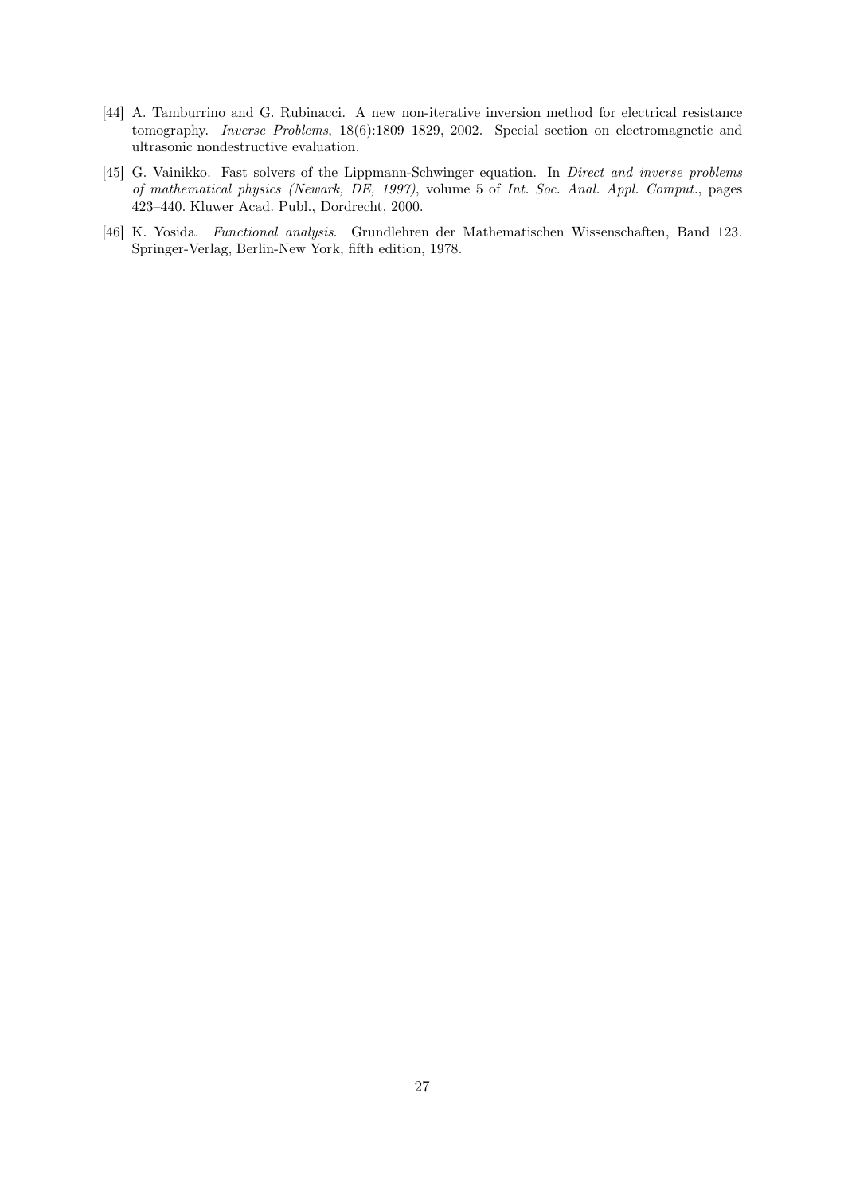[44] A. Tamburrino and G. Rubinacci. A new non-iterative inversion method for electrical resistance tomography. *Inverse Problems*, 18(6):1809–1829, 2002. Special section on electromagnetic and ultrasonic nondestructive evaluation.

[45] G. Vainikko. Fast solvers of the Lippmann-Schwinger equation. In *Direct and inverse problems of mathematical physics (Newark, DE, 1997)*, volume 5 of *Int. Soc. Anal. Appl. Comput.*, pages 423–440. Kluwer Acad. Publ., Dordrecht, 2000.

[46] K. Yosida. *Functional analysis*. Grundlehren der Mathematischen Wissenschaften, Band 123. Springer-Verlag, Berlin-New York, fifth edition, 1978.